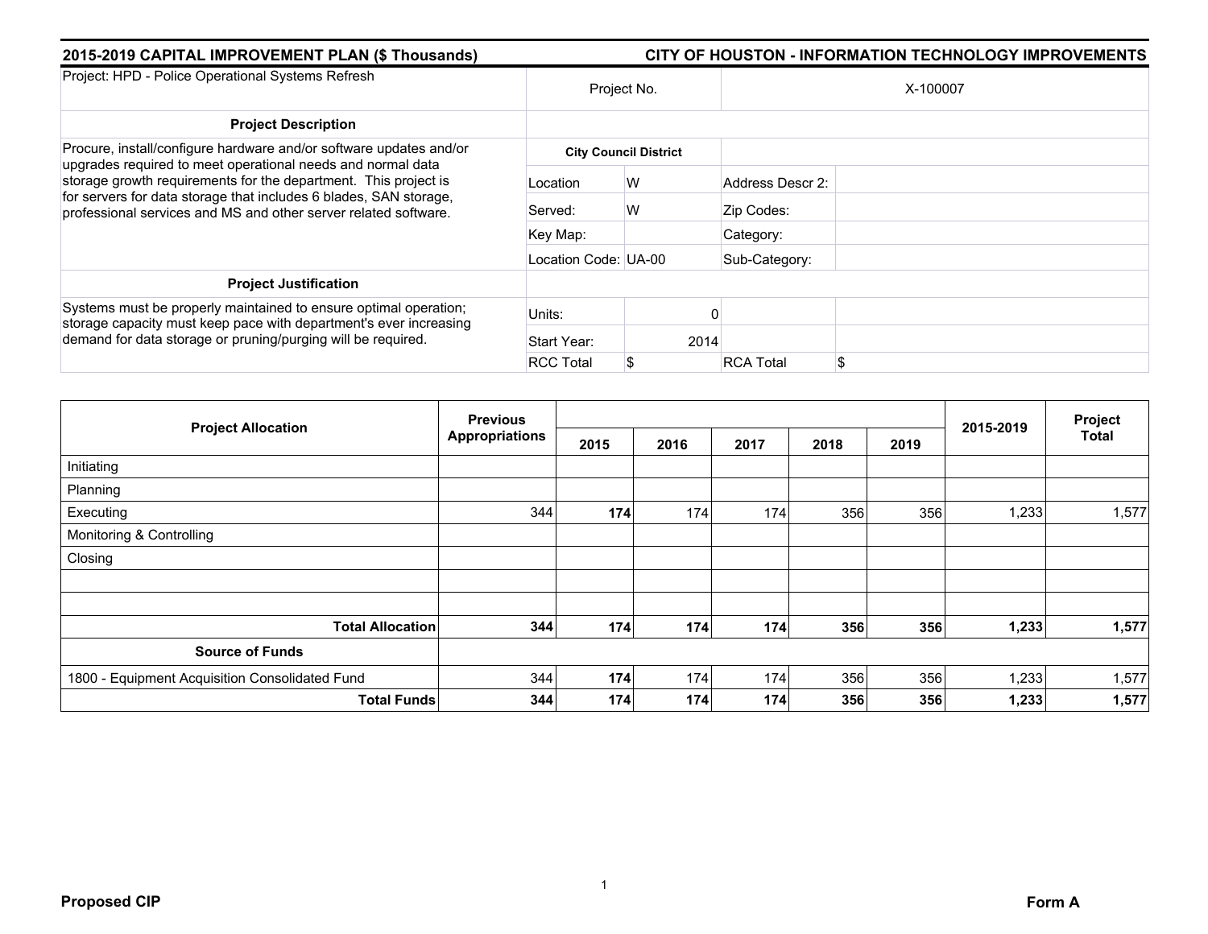## 2015-2019 CAPITAL IMPROVEMENT PLAN ($ Thousands)

## CITY OF HOUSTON - INFORMATION TECHNOLOGY IMPROVEMENTS

| Project: HPD - Police Operational Systems Refresh | Project No. | | X-100007 | |
|---|---|---|---|---|
| **Project Description** | | | | |
| Procure, install/configure hardware and/or software updates and/or upgrades required to meet operational needs and normal data storage growth requirements for the department. This project is for servers for data storage that includes 6 blades, SAN storage, professional services and MS and other server related software. | **City Council District** | | | |
| | Location | W | Address Descr 2: | |
| | Served: | W | Zip Codes: | |
| | Key Map: | | Category: | |
| | Location Code: | UA-00 | Sub-Category: | |
| **Project Justification** | | | | |
| Systems must be properly maintained to ensure optimal operation; storage capacity must keep pace with department's ever increasing demand for data storage or pruning/purging will be required. | Units: | 0 | | |
| | Start Year: | 2014 | | |
| | RCC Total | $ | RCA Total | $ |

| Project Allocation | Previous Appropriations | 2015 | 2016 | 2017 | 2018 | 2019 | 2015-2019 | Project Total |
|---|---|---|---|---|---|---|---|---|
| Initiating | | | | | | | | |
| Planning | | | | | | | | |
| Executing | 344 | **174** | 174 | 174 | 356 | 356 | 1,233 | 1,577 |
| Monitoring & Controlling | | | | | | | | |
| Closing | | | | | | | | |
| | | | | | | | | |
| | | | | | | | | |
| **Total Allocation** | **344** | **174** | **174** | **174** | **356** | **356** | **1,233** | **1,577** |
| **Source of Funds** | | | | | | | | |
| 1800 - Equipment Acquisition Consolidated Fund | 344 | **174** | 174 | 174 | 356 | 356 | 1,233 | 1,577 |
| **Total Funds** | **344** | **174** | **174** | **174** | **356** | **356** | **1,233** | **1,577** |

**Proposed CIP**

**Form A**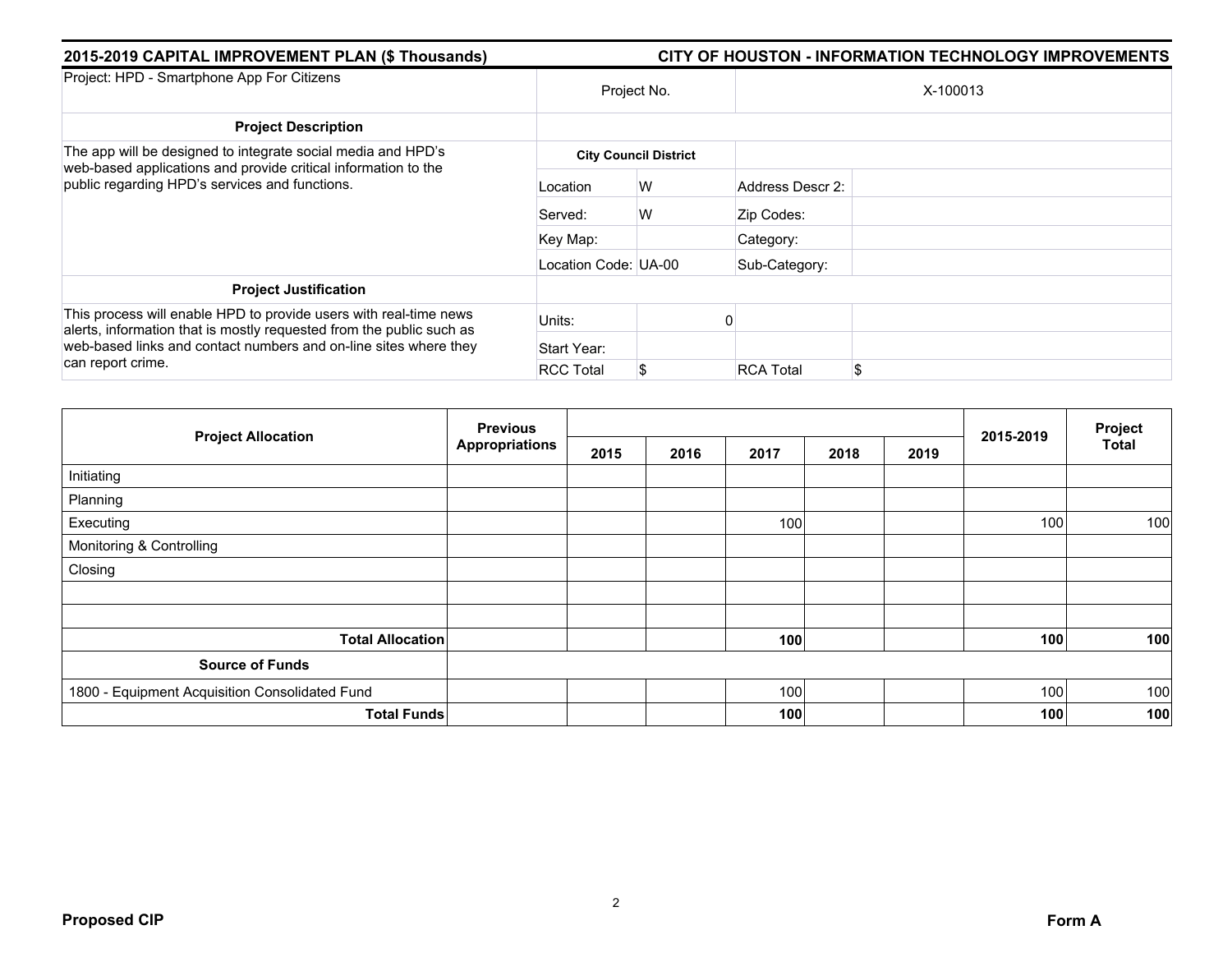## 2015-2019 CAPITAL IMPROVEMENT PLAN ($ Thousands)

## CITY OF HOUSTON - INFORMATION TECHNOLOGY IMPROVEMENTS

| Project: HPD - Smartphone App For Citizens | Project No. | | X-100013 | |
|---|---|---|---|---|
| **Project Description** | | | | |
| The app will be designed to integrate social media and HPD's web-based applications and provide critical information to the public regarding HPD's services and functions. | **City Council District** | | | |
| | Location | W | Address Descr 2: | |
| | Served: | W | Zip Codes: | |
| | Key Map: | | Category: | |
| | Location Code: | UA-00 | Sub-Category: | |
| **Project Justification** | | | | |
| This process will enable HPD to provide users with real-time news alerts, information that is mostly requested from the public such as web-based links and contact numbers and on-line sites where they can report crime. | Units: | 0 | | |
| | Start Year: | | | |
| | RCC Total | $ | RCA Total | $ |

| Project Allocation | Previous Appropriations | 2015 | 2016 | 2017 | 2018 | 2019 | 2015-2019 | Project Total |
|---|---|---|---|---|---|---|---|---|
| Initiating | | | | | | | | |
| Planning | | | | | | | | |
| Executing | | | | 100 | | | 100 | 100 |
| Monitoring & Controlling | | | | | | | | |
| Closing | | | | | | | | |
| | | | | | | | | |
| | | | | | | | | |
| **Total Allocation** | | | | **100** | | | **100** | **100** |
| **Source of Funds** | | | | | | | | |
| 1800 - Equipment Acquisition Consolidated Fund | | | | 100 | | | 100 | 100 |
| **Total Funds** | | | | **100** | | | **100** | **100** |

**Proposed CIP** **Form A**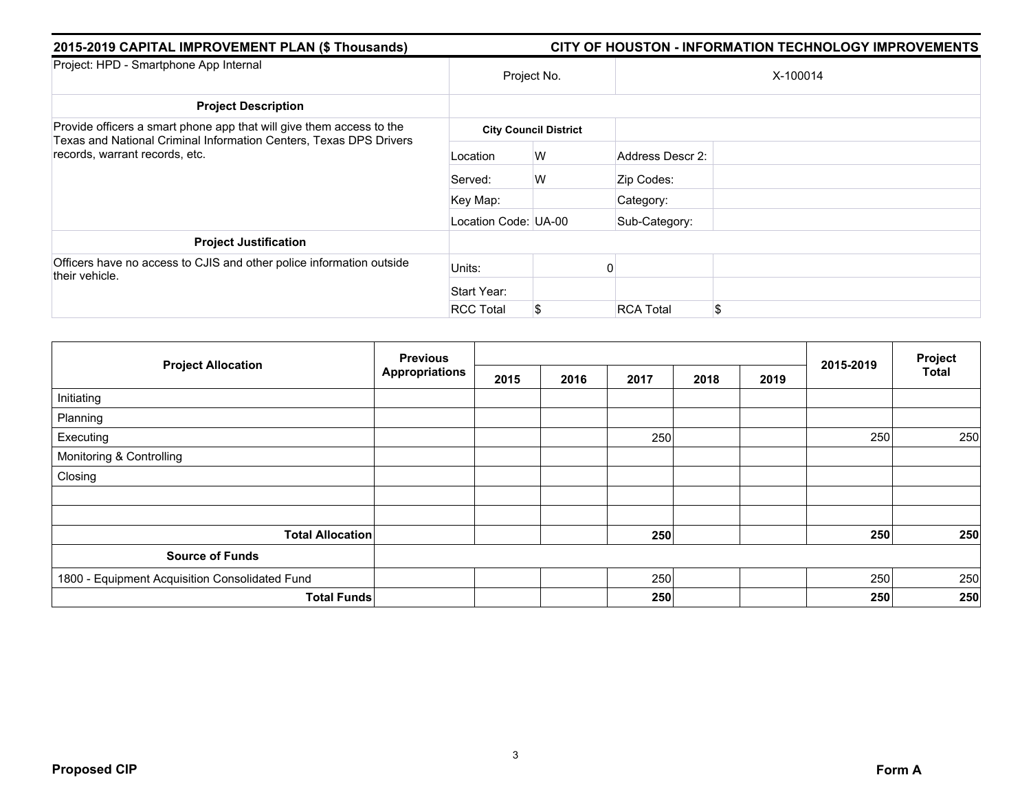## 2015-2019 CAPITAL IMPROVEMENT PLAN ($ Thousands)

## CITY OF HOUSTON - INFORMATION TECHNOLOGY IMPROVEMENTS

| Project: HPD - Smartphone App Internal | Project No. | | X-100014 | |
|---|---|---|---|---|
| **Project Description** | | | | |
| Provide officers a smart phone app that will give them access to the Texas and National Criminal Information Centers, Texas DPS Drivers records, warrant records, etc. | **City Council District** | | | |
| | Location | W | Address Descr 2: | |
| | Served: | W | Zip Codes: | |
| | Key Map: | | Category: | |
| | Location Code: | UA-00 | Sub-Category: | |
| **Project Justification** | | | | |
| Officers have no access to CJIS and other police information outside their vehicle. | Units: | 0 | | |
| | Start Year: | | | |
| | RCC Total | $ | RCA Total | $ |

| Project Allocation | Previous Appropriations | 2015 | 2016 | 2017 | 2018 | 2019 | 2015-2019 | Project Total |
|---|---|---|---|---|---|---|---|---|
| Initiating | | | | | | | | |
| Planning | | | | | | | | |
| Executing | | | | 250 | | | 250 | 250 |
| Monitoring & Controlling | | | | | | | | |
| Closing | | | | | | | | |
| | | | | | | | | |
| | | | | | | | | |
| **Total Allocation** | | | | **250** | | | **250** | **250** |
| **Source of Funds** | | | | | | | | |
| 1800 - Equipment Acquisition Consolidated Fund | | | | 250 | | | 250 | 250 |
| **Total Funds** | | | | **250** | | | **250** | **250** |

**Proposed CIP**

**Form A**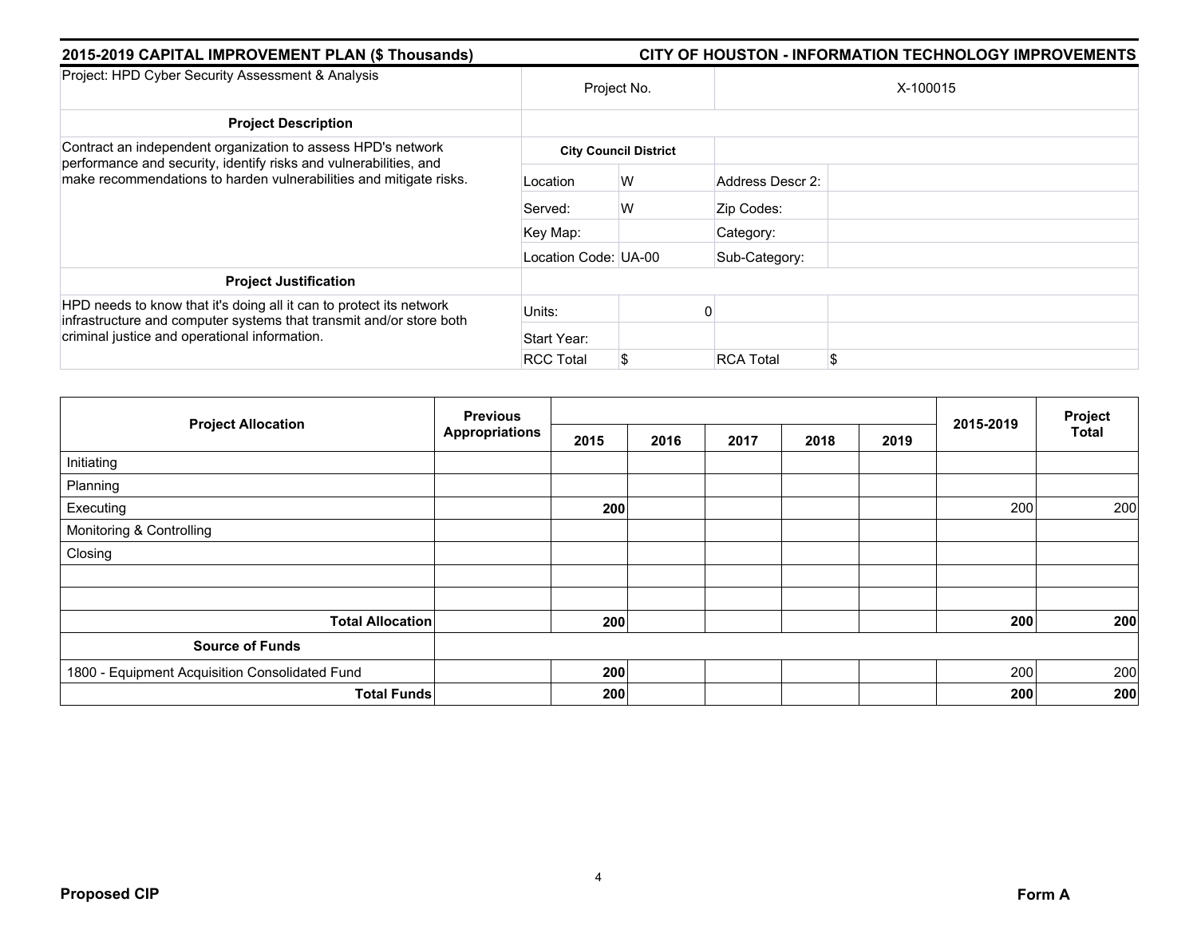## 2015-2019 CAPITAL IMPROVEMENT PLAN ($ Thousands)

## CITY OF HOUSTON - INFORMATION TECHNOLOGY IMPROVEMENTS

| Project: HPD Cyber Security Assessment & Analysis | Project No. | | X-100015 | |
|---|---|---|---|---|
| **Project Description** | | | | |
| Contract an independent organization to assess HPD's network performance and security, identify risks and vulnerabilities, and make recommendations to harden vulnerabilities and mitigate risks. | **City Council District** | | | |
| | Location | W | Address Descr 2: | |
| | Served: | W | Zip Codes: | |
| | Key Map: | | Category: | |
| | Location Code: | UA-00 | Sub-Category: | |
| **Project Justification** | | | | |
| HPD needs to know that it's doing all it can to protect its network infrastructure and computer systems that transmit and/or store both criminal justice and operational information. | Units: | 0 | | |
| | Start Year: | | | |
| | RCC Total | $ | RCA Total | $ |

| Project Allocation | Previous Appropriations | 2015 | 2016 | 2017 | 2018 | 2019 | 2015-2019 | Project Total |
|---|---|---|---|---|---|---|---|---|
| Initiating | | | | | | | | |
| Planning | | | | | | | | |
| Executing | | **200** | | | | | 200 | 200 |
| Monitoring & Controlling | | | | | | | | |
| Closing | | | | | | | | |
| | | | | | | | | |
| | | | | | | | | |
| **Total Allocation** | | **200** | | | | | **200** | **200** |
| **Source of Funds** | | | | | | | | |
| 1800 - Equipment Acquisition Consolidated Fund | | **200** | | | | | 200 | 200 |
| **Total Funds** | | **200** | | | | | **200** | **200** |

**Proposed CIP** **Form A**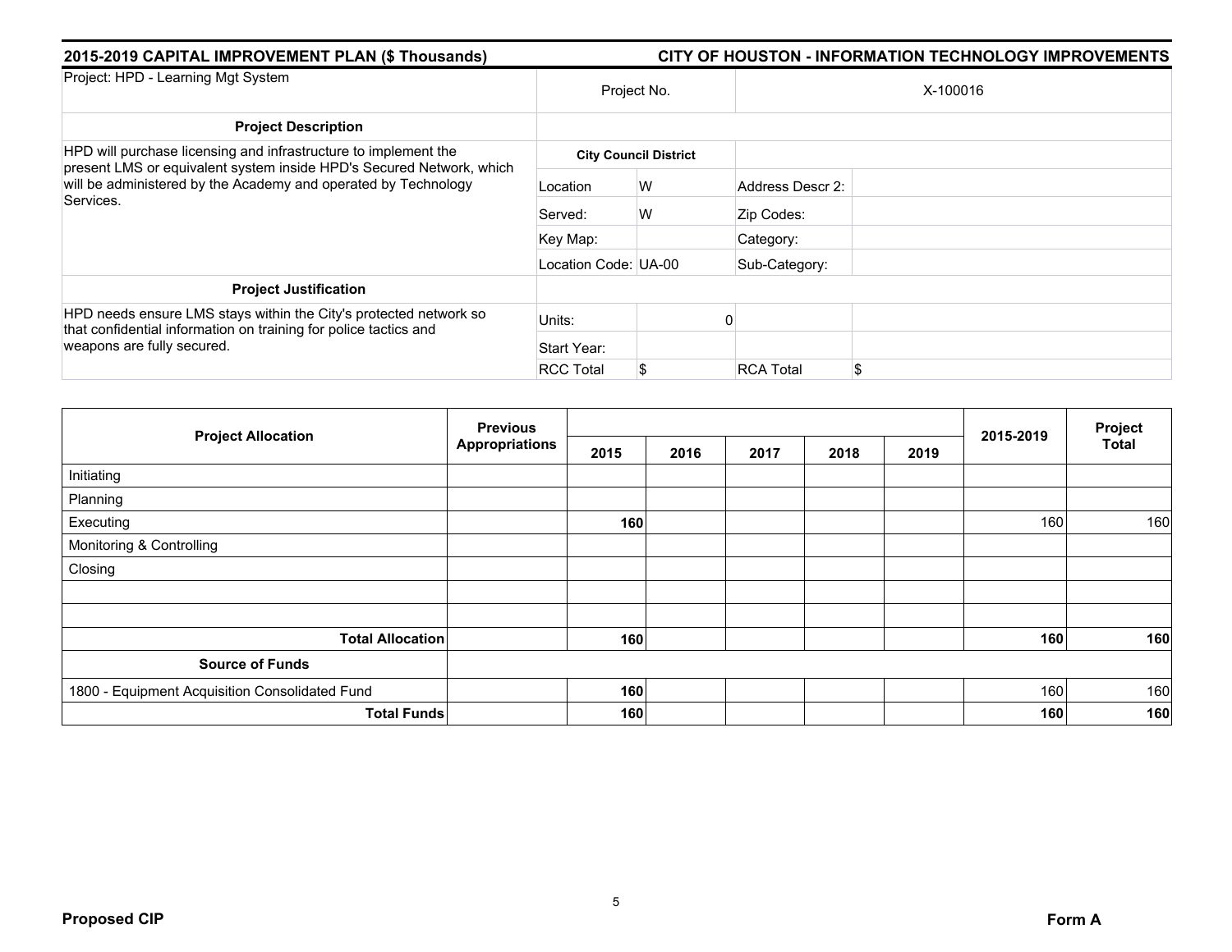**2015-2019 CAPITAL IMPROVEMENT PLAN ($ Thousands)** — **CITY OF HOUSTON - INFORMATION TECHNOLOGY IMPROVEMENTS**

| Project: HPD - Learning Mgt System | Project No. | | X-100016 | |
|---|---|---|---|---|
| **Project Description** | | | | |
| HPD will purchase licensing and infrastructure to implement the present LMS or equivalent system inside HPD's Secured Network, which will be administered by the Academy and operated by Technology Services. | **City Council District** | | | |
| | Location | W | Address Descr 2: | |
| | Served: | W | Zip Codes: | |
| | Key Map: | | Category: | |
| | Location Code: | UA-00 | Sub-Category: | |
| **Project Justification** | | | | |
| HPD needs ensure LMS stays within the City's protected network so that confidential information on training for police tactics and weapons are fully secured. | Units: | 0 | | |
| | Start Year: | | | |
| | RCC Total | $ | RCA Total | $ |

| Project Allocation | Previous Appropriations | 2015 | 2016 | 2017 | 2018 | 2019 | 2015-2019 | Project Total |
|---|---|---|---|---|---|---|---|---|
| Initiating | | | | | | | | |
| Planning | | | | | | | | |
| Executing | | **160** | | | | | 160 | 160 |
| Monitoring & Controlling | | | | | | | | |
| Closing | | | | | | | | |
| | | | | | | | | |
| | | | | | | | | |
| **Total Allocation** | | **160** | | | | | **160** | **160** |
| **Source of Funds** | | | | | | | | |
| 1800 - Equipment Acquisition Consolidated Fund | | **160** | | | | | 160 | 160 |
| **Total Funds** | | **160** | | | | | **160** | **160** |

**Proposed CIP** — **Form A**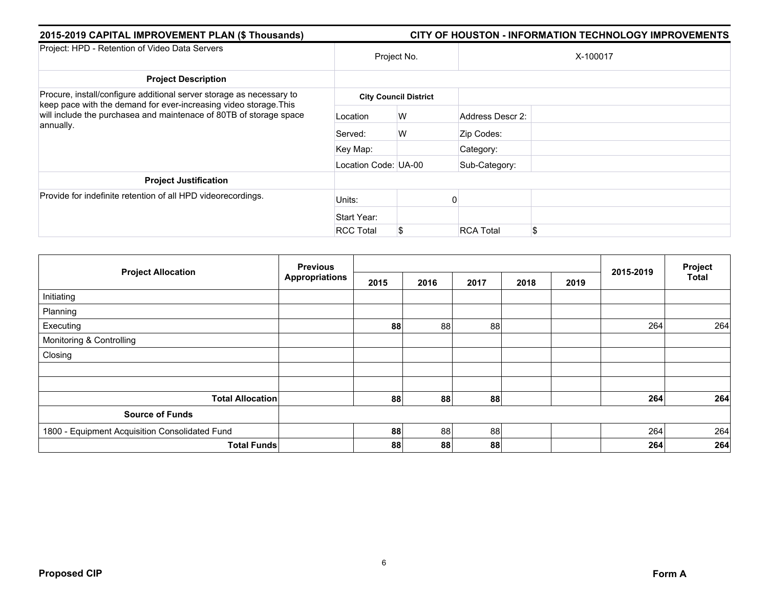## 2015-2019 CAPITAL IMPROVEMENT PLAN ($ Thousands)

## CITY OF HOUSTON - INFORMATION TECHNOLOGY IMPROVEMENTS

| Project: HPD - Retention of Video Data Servers | Project No. | | X-100017 | |
|---|---|---|---|---|
| **Project Description** | | | | |
| Procure, install/configure additional server storage as necessary to keep pace with the demand for ever-increasing video storage.This will include the purchasea and maintenace of 80TB of storage space annually. | **City Council District** | | | |
| | Location | W | Address Descr 2: | |
| | Served: | W | Zip Codes: | |
| | Key Map: | | Category: | |
| | Location Code: | UA-00 | Sub-Category: | |
| **Project Justification** | | | | |
| Provide for indefinite retention of all HPD videorecordings. | Units: | 0 | | |
| | Start Year: | | | |
| | RCC Total | $ | RCA Total | $ |

| Project Allocation | Previous Appropriations | 2015 | 2016 | 2017 | 2018 | 2019 | 2015-2019 | Project Total |
|---|---|---|---|---|---|---|---|---|
| Initiating | | | | | | | | |
| Planning | | | | | | | | |
| Executing | | **88** | 88 | 88 | | | 264 | 264 |
| Monitoring & Controlling | | | | | | | | |
| Closing | | | | | | | | |
| | | | | | | | | |
| | | | | | | | | |
| **Total Allocation** | | **88** | **88** | **88** | | | **264** | **264** |
| **Source of Funds** | | | | | | | | |
| 1800 - Equipment Acquisition Consolidated Fund | | **88** | 88 | 88 | | | 264 | 264 |
| **Total Funds** | | **88** | **88** | **88** | | | **264** | **264** |

**Proposed CIP** **Form A**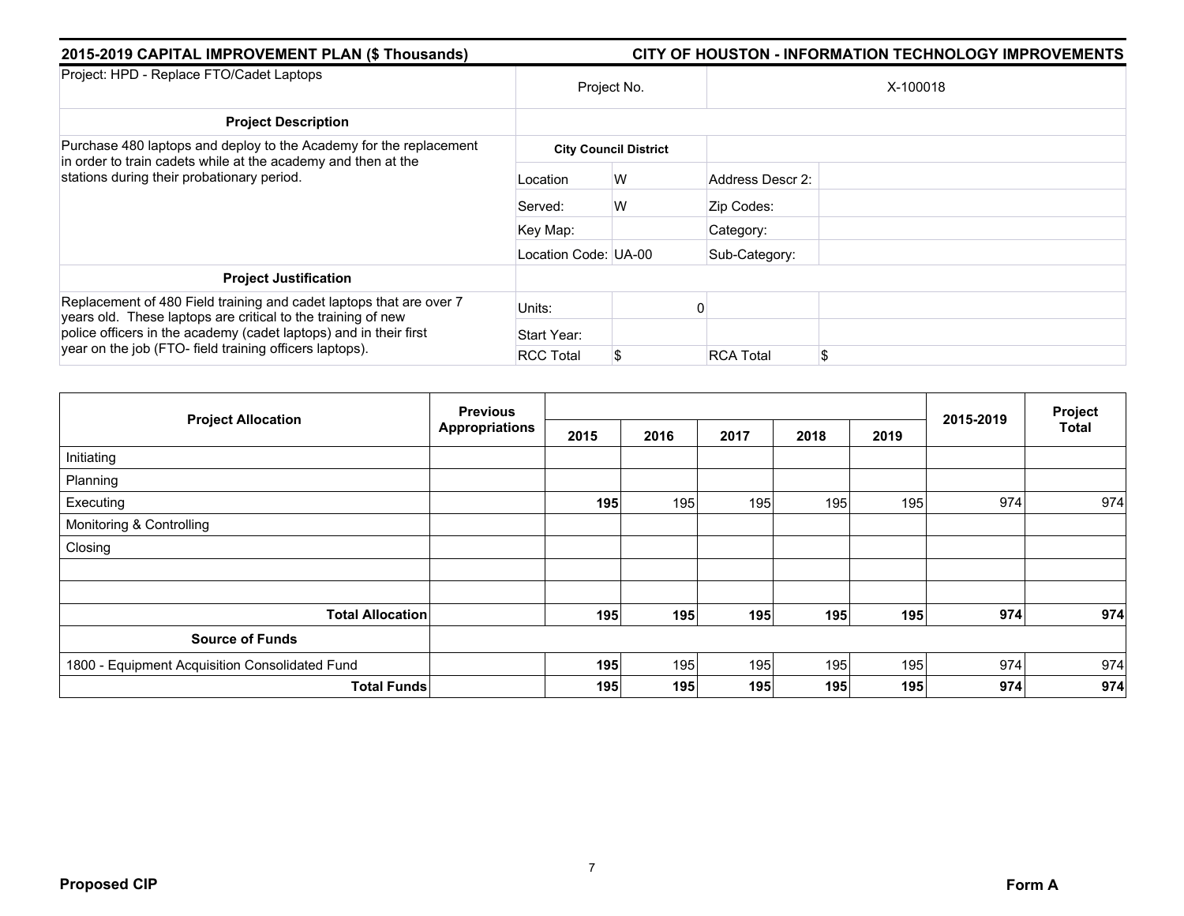## 2015-2019 CAPITAL IMPROVEMENT PLAN ($ Thousands)

## CITY OF HOUSTON - INFORMATION TECHNOLOGY IMPROVEMENTS

| Project: HPD - Replace FTO/Cadet Laptops | Project No. | | X-100018 | |
|---|---|---|---|---|
| **Project Description** | | | | |
| Purchase 480 laptops and deploy to the Academy for the replacement in order to train cadets while at the academy and then at the stations during their probationary period. | **City Council District** | | | |
| | Location | W | Address Descr 2: | |
| | Served: | W | Zip Codes: | |
| | Key Map: | | Category: | |
| | Location Code: | UA-00 | Sub-Category: | |
| **Project Justification** | | | | |
| Replacement of 480 Field training and cadet laptops that are over 7 years old. These laptops are critical to the training of new police officers in the academy (cadet laptops) and in their first year on the job (FTO- field training officers laptops). | Units: | 0 | | |
| | Start Year: | | | |
| | RCC Total | $ | RCA Total | $ |

| Project Allocation | Previous Appropriations | 2015 | 2016 | 2017 | 2018 | 2019 | 2015-2019 | Project Total |
|---|---|---|---|---|---|---|---|---|
| Initiating | | | | | | | | |
| Planning | | | | | | | | |
| Executing | | **195** | 195 | 195 | 195 | 195 | 974 | 974 |
| Monitoring & Controlling | | | | | | | | |
| Closing | | | | | | | | |
| | | | | | | | | |
| | | | | | | | | |
| **Total Allocation** | | **195** | **195** | **195** | **195** | **195** | **974** | **974** |
| **Source of Funds** | | | | | | | | |
| 1800 - Equipment Acquisition Consolidated Fund | | **195** | 195 | 195 | 195 | 195 | 974 | 974 |
| **Total Funds** | | **195** | **195** | **195** | **195** | **195** | **974** | **974** |

**Proposed CIP** **Form A**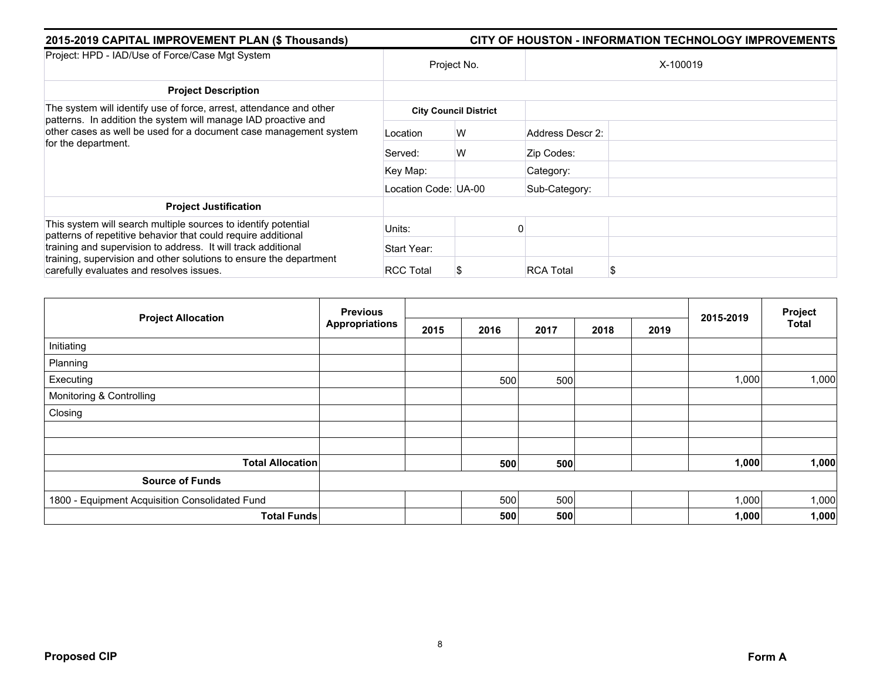## 2015-2019 CAPITAL IMPROVEMENT PLAN ($ Thousands)

## CITY OF HOUSTON - INFORMATION TECHNOLOGY IMPROVEMENTS

| Project: HPD - IAD/Use of Force/Case Mgt System | Project No. | | X-100019 | |
|---|---|---|---|---|
| **Project Description** | | | | |
| The system will identify use of force, arrest, attendance and other patterns. In addition the system will manage IAD proactive and other cases as well be used for a document case management system for the department. | **City Council District** | | | |
| | Location | W | Address Descr 2: | |
| | Served: | W | Zip Codes: | |
| | Key Map: | | Category: | |
| | Location Code: | UA-00 | Sub-Category: | |
| **Project Justification** | | | | |
| This system will search multiple sources to identify potential patterns of repetitive behavior that could require additional training and supervision to address. It will track additional training, supervision and other solutions to ensure the department carefully evaluates and resolves issues. | Units: | 0 | | |
| | Start Year: | | | |
| | RCC Total | $ | RCA Total | $ |

| Project Allocation | Previous Appropriations | 2015 | 2016 | 2017 | 2018 | 2019 | 2015-2019 | Project Total |
|---|---|---|---|---|---|---|---|---|
| Initiating | | | | | | | | |
| Planning | | | | | | | | |
| Executing | | | 500 | 500 | | | 1,000 | 1,000 |
| Monitoring & Controlling | | | | | | | | |
| Closing | | | | | | | | |
| | | | | | | | | |
| | | | | | | | | |
| **Total Allocation** | | | **500** | **500** | | | **1,000** | **1,000** |
| **Source of Funds** | | | | | | | | |
| 1800 - Equipment Acquisition Consolidated Fund | | | 500 | 500 | | | 1,000 | 1,000 |
| **Total Funds** | | | **500** | **500** | | | **1,000** | **1,000** |

**Proposed CIP** **Form A**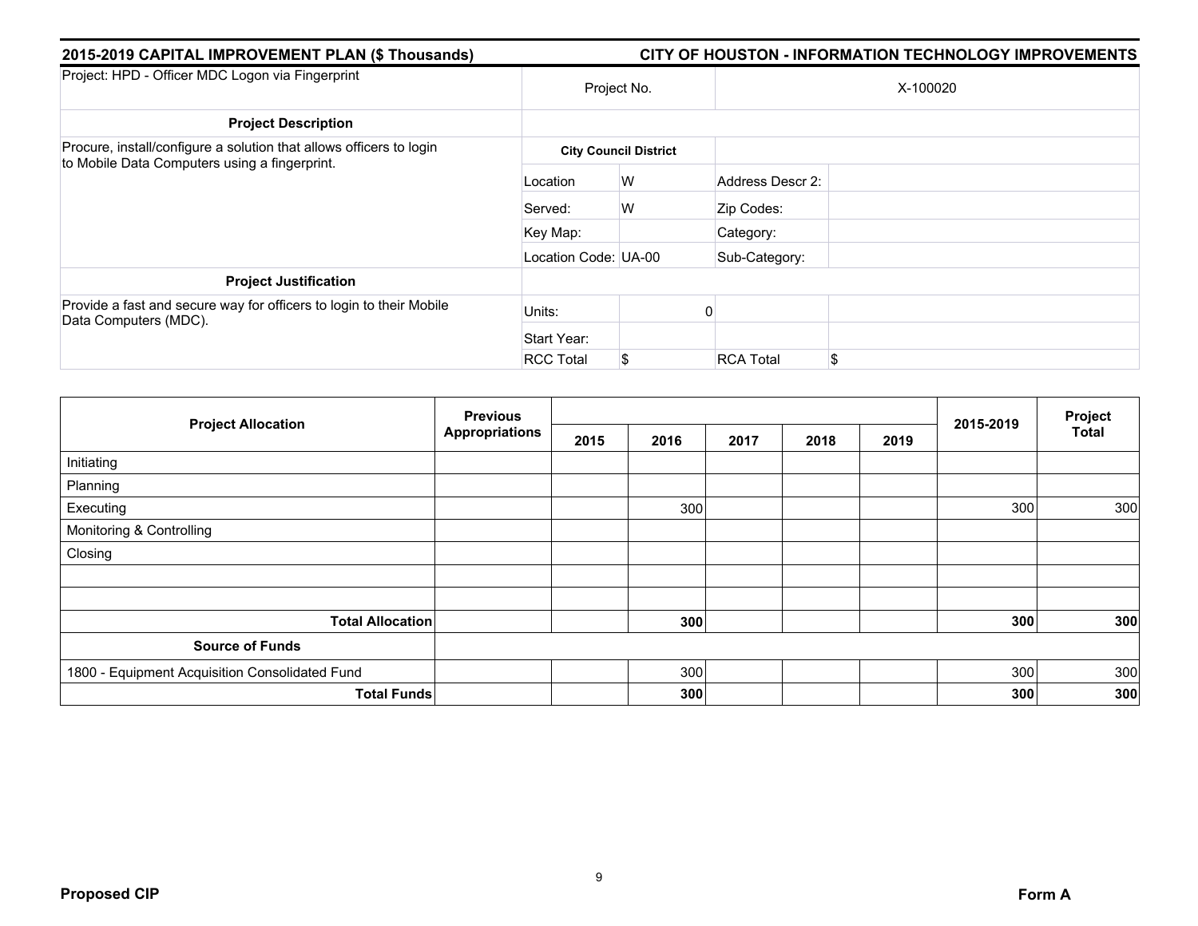## 2015-2019 CAPITAL IMPROVEMENT PLAN ($ Thousands)

## CITY OF HOUSTON - INFORMATION TECHNOLOGY IMPROVEMENTS

| Project: HPD - Officer MDC Logon via Fingerprint | Project No. | | X-100020 | |
|---|---|---|---|---|
| **Project Description** | | | | |
| Procure, install/configure a solution that allows officers to login to Mobile Data Computers using a fingerprint. | **City Council District** | | | |
| | Location | W | Address Descr 2: | |
| | Served: | W | Zip Codes: | |
| | Key Map: | | Category: | |
| | Location Code: UA-00 | | Sub-Category: | |
| **Project Justification** | | | | |
| Provide a fast and secure way for officers to login to their Mobile Data Computers (MDC). | Units: | 0 | | |
| | Start Year: | | | |
| | RCC Total | $ | RCA Total | $ |

| Project Allocation | Previous Appropriations | 2015 | 2016 | 2017 | 2018 | 2019 | 2015-2019 | Project Total |
|---|---|---|---|---|---|---|---|---|
| Initiating | | | | | | | | |
| Planning | | | | | | | | |
| Executing | | | 300 | | | | 300 | 300 |
| Monitoring & Controlling | | | | | | | | |
| Closing | | | | | | | | |
| | | | | | | | | |
| | | | | | | | | |
| **Total Allocation** | | | **300** | | | | **300** | **300** |
| **Source of Funds** | | | | | | | | |
| 1800 - Equipment Acquisition Consolidated Fund | | | 300 | | | | 300 | 300 |
| **Total Funds** | | | **300** | | | | **300** | **300** |

**Proposed CIP** **Form A**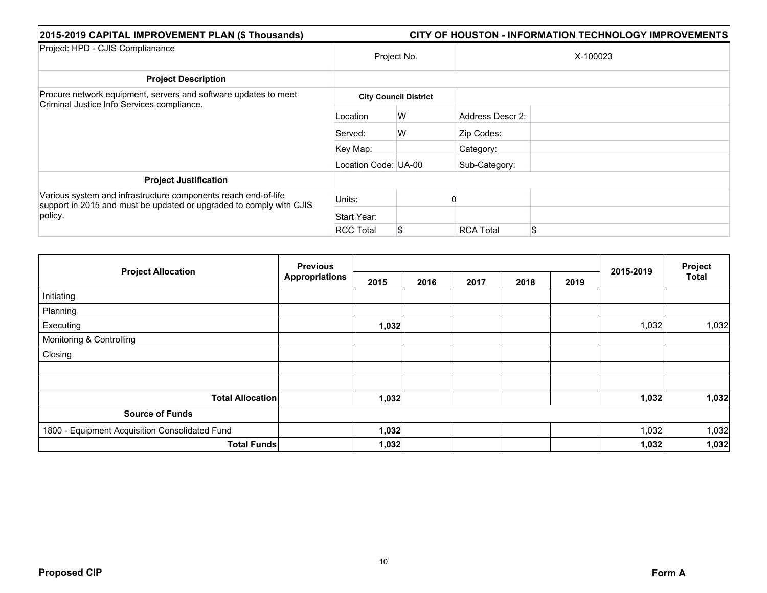## 2015-2019 CAPITAL IMPROVEMENT PLAN ($ Thousands) — CITY OF HOUSTON - INFORMATION TECHNOLOGY IMPROVEMENTS

| Project: HPD - CJIS Complianance | Project No. | | X-100023 | |
|---|---|---|---|---|
| **Project Description** | | | | |
| Procure network equipment, servers and software updates to meet Criminal Justice Info Services compliance. | **City Council District** | | | |
| | Location | W | Address Descr 2: | |
| | Served: | W | Zip Codes: | |
| | Key Map: | | Category: | |
| | Location Code: | UA-00 | Sub-Category: | |
| **Project Justification** | | | | |
| Various system and infrastructure components reach end-of-life support in 2015 and must be updated or upgraded to comply with CJIS policy. | Units: | 0 | | |
| | Start Year: | | | |
| | RCC Total | $ | RCA Total | $ |

| Project Allocation | Previous Appropriations | 2015 | 2016 | 2017 | 2018 | 2019 | 2015-2019 | Project Total |
|---|---|---|---|---|---|---|---|---|
| Initiating | | | | | | | | |
| Planning | | | | | | | | |
| Executing | | **1,032** | | | | | 1,032 | 1,032 |
| Monitoring & Controlling | | | | | | | | |
| Closing | | | | | | | | |
| | | | | | | | | |
| | | | | | | | | |
| **Total Allocation** | | **1,032** | | | | | **1,032** | **1,032** |
| **Source of Funds** | | | | | | | | |
| 1800 - Equipment Acquisition Consolidated Fund | | **1,032** | | | | | 1,032 | 1,032 |
| **Total Funds** | | **1,032** | | | | | **1,032** | **1,032** |

**Proposed CIP** — **Form A**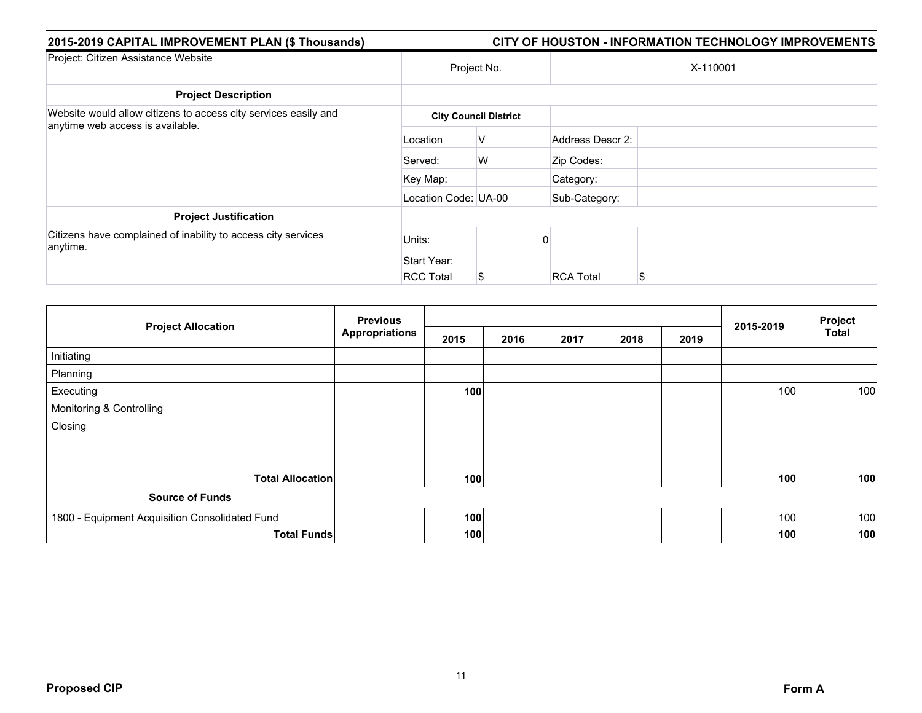**2015-2019 CAPITAL IMPROVEMENT PLAN ($ Thousands)** — **CITY OF HOUSTON - INFORMATION TECHNOLOGY IMPROVEMENTS**

| Project: Citizen Assistance Website | Project No. | | X-110001 | |
|---|---|---|---|---|
| **Project Description** | | | | |
| Website would allow citizens to access city services easily and anytime web access is available. | **City Council District** | | | |
| | Location | V | Address Descr 2: | |
| | Served: | W | Zip Codes: | |
| | Key Map: | | Category: | |
| | Location Code: | UA-00 | Sub-Category: | |
| **Project Justification** | | | | |
| Citizens have complained of inability to access city services anytime. | Units: | 0 | | |
| | Start Year: | | | |
| | RCC Total | $ | RCA Total | $ |

| Project Allocation | Previous Appropriations | 2015 | 2016 | 2017 | 2018 | 2019 | 2015-2019 | Project Total |
|---|---|---|---|---|---|---|---|---|
| Initiating | | | | | | | | |
| Planning | | | | | | | | |
| Executing | | **100** | | | | | 100 | 100 |
| Monitoring & Controlling | | | | | | | | |
| Closing | | | | | | | | |
| | | | | | | | | |
| | | | | | | | | |
| **Total Allocation** | | **100** | | | | | **100** | **100** |
| **Source of Funds** | | | | | | | | |
| 1800 - Equipment Acquisition Consolidated Fund | | **100** | | | | | 100 | 100 |
| **Total Funds** | | **100** | | | | | **100** | **100** |

**Proposed CIP** — **Form A**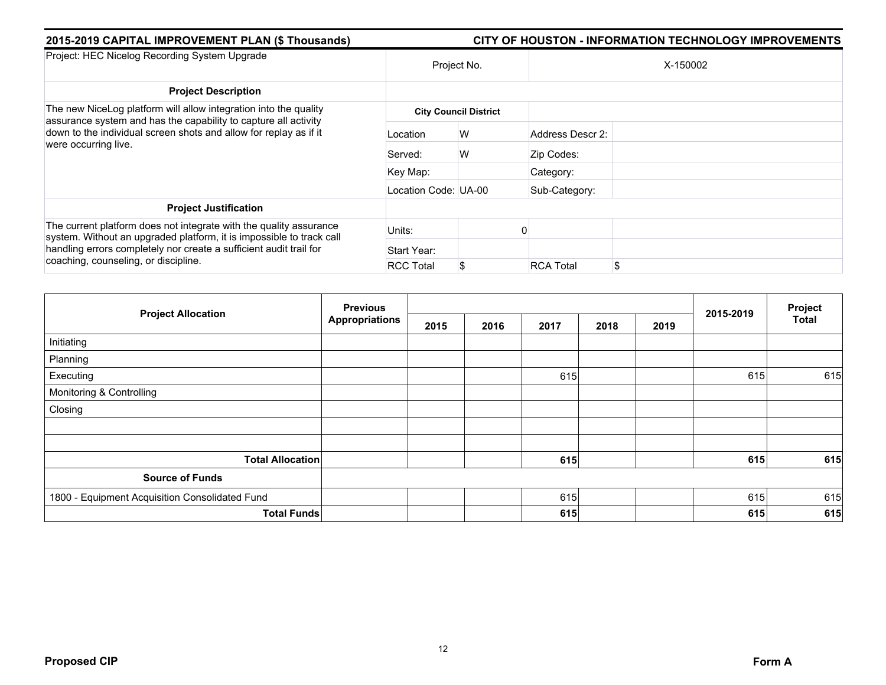## 2015-2019 CAPITAL IMPROVEMENT PLAN ($ Thousands)

## CITY OF HOUSTON - INFORMATION TECHNOLOGY IMPROVEMENTS

| Project: HEC Nicelog Recording System Upgrade | Project No. | | X-150002 | |
|---|---|---|---|---|
| **Project Description** | | | | |
| The new NiceLog platform will allow integration into the quality assurance system and has the capability to capture all activity down to the individual screen shots and allow for replay as if it were occurring live. | **City Council District** | | | |
| | Location | W | Address Descr 2: | |
| | Served: | W | Zip Codes: | |
| | Key Map: | | Category: | |
| | Location Code: UA-00 | | Sub-Category: | |
| **Project Justification** | | | | |
| The current platform does not integrate with the quality assurance system. Without an upgraded platform, it is impossible to track call handling errors completely nor create a sufficient audit trail for coaching, counseling, or discipline. | Units: | 0 | | |
| | Start Year: | | | |
| | RCC Total | $ | RCA Total | $ |

| Project Allocation | Previous Appropriations | 2015 | 2016 | 2017 | 2018 | 2019 | 2015-2019 | Project Total |
|---|---|---|---|---|---|---|---|---|
| Initiating | | | | | | | | |
| Planning | | | | | | | | |
| Executing | | | | 615 | | | 615 | 615 |
| Monitoring & Controlling | | | | | | | | |
| Closing | | | | | | | | |
| | | | | | | | | |
| | | | | | | | | |
| **Total Allocation** | | | | **615** | | | **615** | **615** |
| **Source of Funds** | | | | | | | | |
| 1800 - Equipment Acquisition Consolidated Fund | | | | 615 | | | 615 | 615 |
| **Total Funds** | | | | **615** | | | **615** | **615** |

**Proposed CIP** **Form A**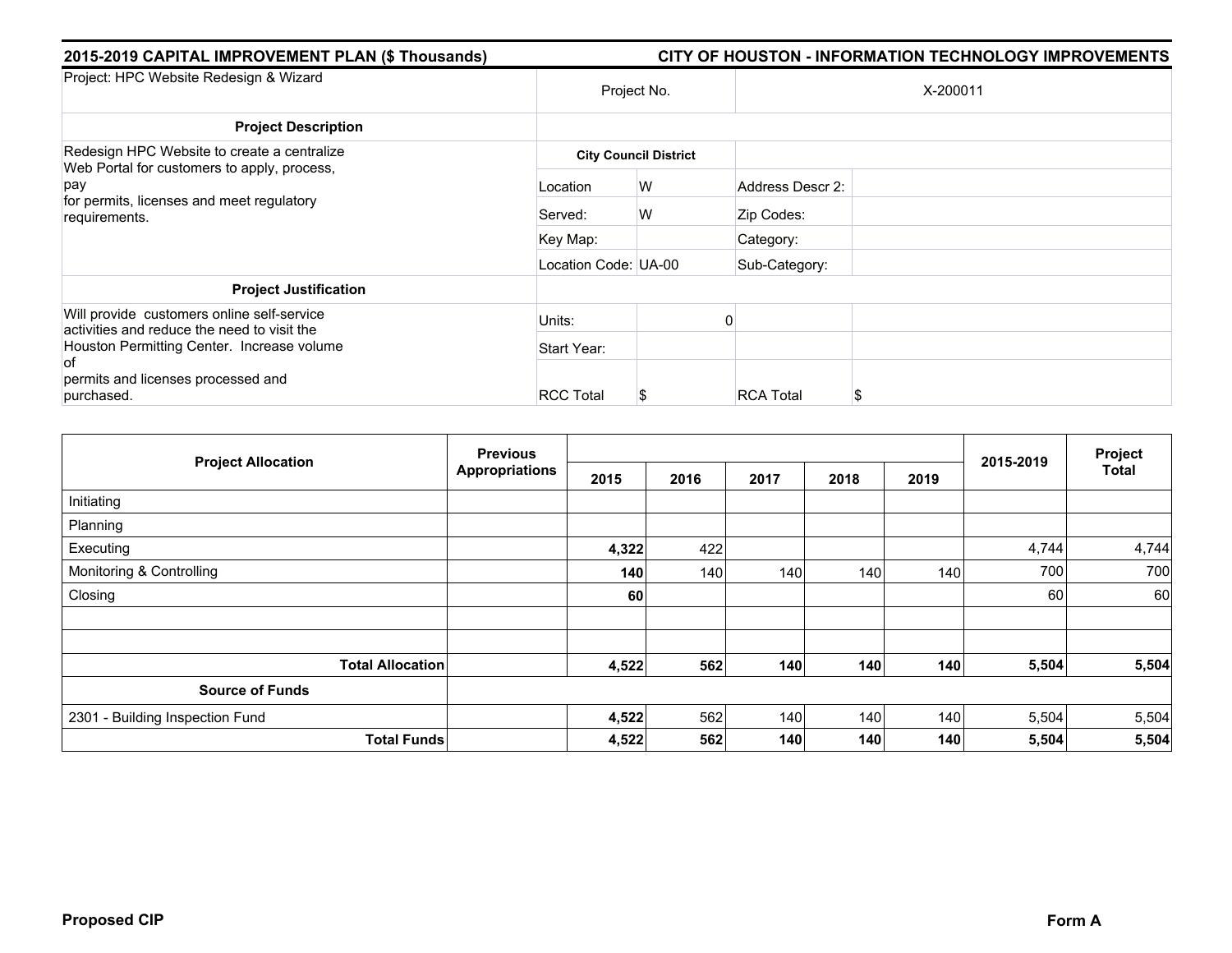**2015-2019 CAPITAL IMPROVEMENT PLAN ($ Thousands)** | **CITY OF HOUSTON - INFORMATION TECHNOLOGY IMPROVEMENTS**

| Project: HPC Website Redesign & Wizard | Project No. | | X-200011 | |
|---|---|---|---|---|
| **Project Description** | | | | |
| Redesign HPC Website to create a centralize Web Portal for customers to apply, process, pay for permits, licenses and meet regulatory requirements. | **City Council District** | | | |
| | Location | W | Address Descr 2: | |
| | Served: | W | Zip Codes: | |
| | Key Map: | | Category: | |
| | Location Code: | UA-00 | Sub-Category: | |
| **Project Justification** | | | | |
| Will provide customers online self-service activities and reduce the need to visit the Houston Permitting Center. Increase volume of permits and licenses processed and purchased. | Units: | 0 | | |
| | Start Year: | | | |
| | RCC Total | $ | RCA Total | $ |

| Project Allocation | Previous Appropriations | 2015 | 2016 | 2017 | 2018 | 2019 | 2015-2019 | Project Total |
|---|---|---|---|---|---|---|---|---|
| Initiating | | | | | | | | |
| Planning | | | | | | | | |
| Executing | | **4,322** | 422 | | | | 4,744 | 4,744 |
| Monitoring & Controlling | | **140** | 140 | 140 | 140 | 140 | 700 | 700 |
| Closing | | **60** | | | | | 60 | 60 |
| | | | | | | | | |
| | | | | | | | | |
| **Total Allocation** | | **4,522** | **562** | **140** | **140** | **140** | **5,504** | **5,504** |
| **Source of Funds** | | | | | | | | |
| 2301 - Building Inspection Fund | | **4,522** | 562 | 140 | 140 | 140 | 5,504 | 5,504 |
| **Total Funds** | | **4,522** | **562** | **140** | **140** | **140** | **5,504** | **5,504** |

**Proposed CIP** | **Form A**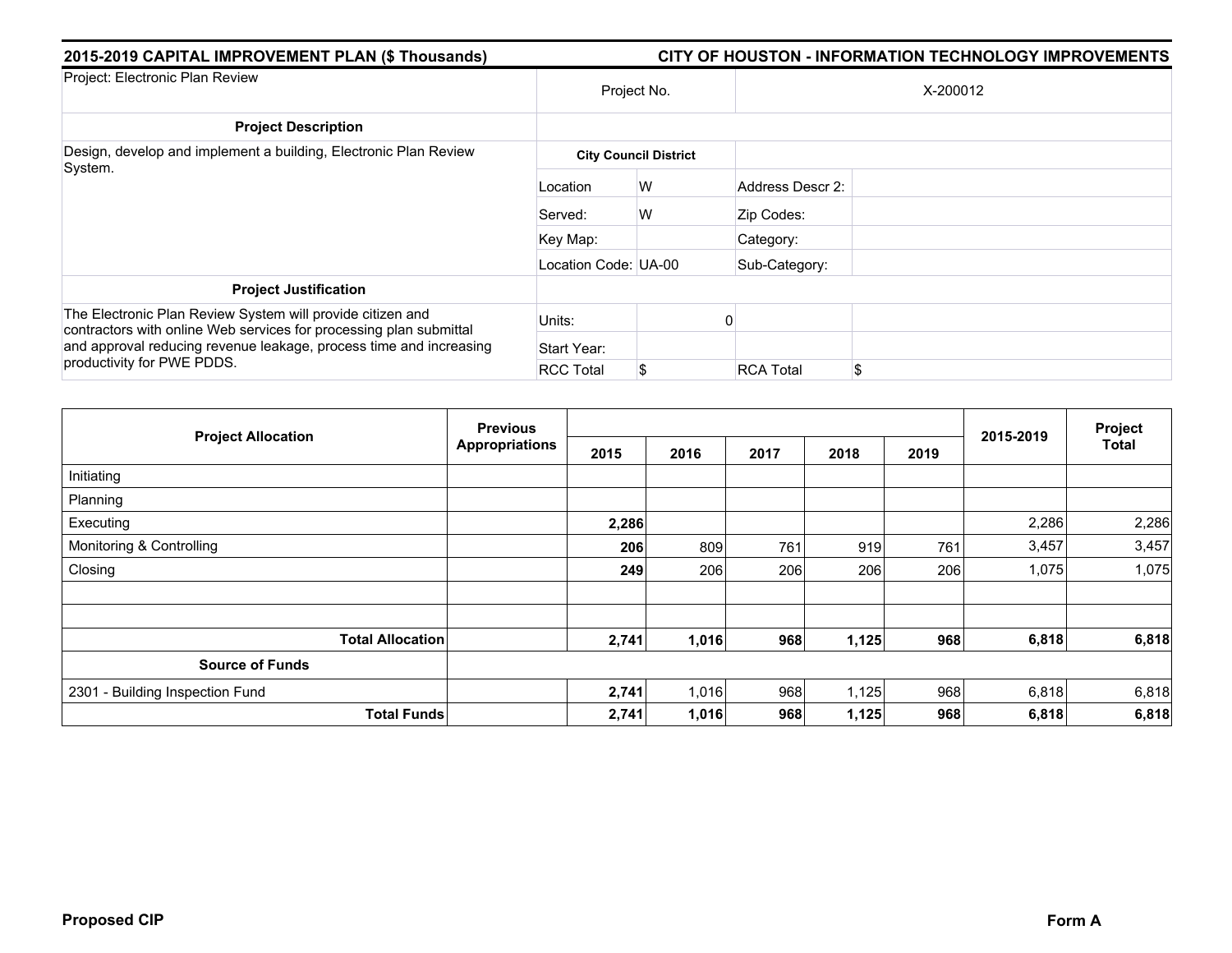**2015-2019 CAPITAL IMPROVEMENT PLAN ($ Thousands)** | **CITY OF HOUSTON - INFORMATION TECHNOLOGY IMPROVEMENTS**

| Project: Electronic Plan Review | Project No. | | X-200012 | |
|---|---|---|---|---|
| **Project Description** | | | | |
| Design, develop and implement a building, Electronic Plan Review System. | **City Council District** | | | |
| | Location | W | Address Descr 2: | |
| | Served: | W | Zip Codes: | |
| | Key Map: | | Category: | |
| | Location Code: | UA-00 | Sub-Category: | |
| **Project Justification** | | | | |
| The Electronic Plan Review System will provide citizen and contractors with online Web services for processing plan submittal and approval reducing revenue leakage, process time and increasing productivity for PWE PDDS. | Units: | 0 | | |
| | Start Year: | | | |
| | RCC Total | $ | RCA Total | $ |

| Project Allocation | Previous Appropriations | 2015 | 2016 | 2017 | 2018 | 2019 | 2015-2019 | Project Total |
|---|---|---|---|---|---|---|---|---|
| Initiating | | | | | | | | |
| Planning | | | | | | | | |
| Executing | | **2,286** | | | | | 2,286 | 2,286 |
| Monitoring & Controlling | | **206** | 809 | 761 | 919 | 761 | 3,457 | 3,457 |
| Closing | | **249** | 206 | 206 | 206 | 206 | 1,075 | 1,075 |
| | | | | | | | | |
| | | | | | | | | |
| **Total Allocation** | | **2,741** | **1,016** | **968** | **1,125** | **968** | **6,818** | **6,818** |
| **Source of Funds** | | | | | | | | |
| 2301 - Building Inspection Fund | | **2,741** | 1,016 | 968 | 1,125 | 968 | 6,818 | 6,818 |
| **Total Funds** | | **2,741** | **1,016** | **968** | **1,125** | **968** | **6,818** | **6,818** |

**Proposed CIP** | **Form A**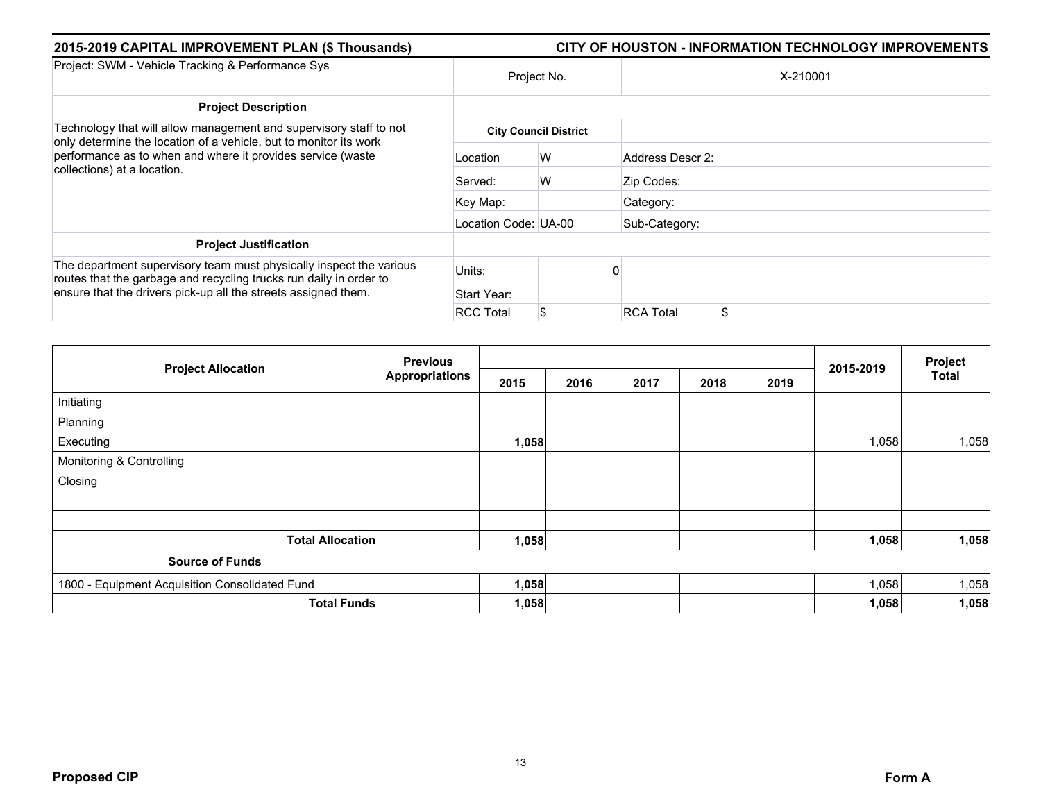## 2015-2019 CAPITAL IMPROVEMENT PLAN ($ Thousands)

## CITY OF HOUSTON - INFORMATION TECHNOLOGY IMPROVEMENTS

| Project: SWM - Vehicle Tracking & Performance Sys | Project No. | | X-210001 | |
|---|---|---|---|---|
| **Project Description** | | | | |
| Technology that will allow management and supervisory staff to not only determine the location of a vehicle, but to monitor its work performance as to when and where it provides service (waste collections) at a location. | **City Council District** | | | |
| | Location | W | Address Descr 2: | |
| | Served: | W | Zip Codes: | |
| | Key Map: | | Category: | |
| | Location Code: | UA-00 | Sub-Category: | |
| **Project Justification** | | | | |
| The department supervisory team must physically inspect the various routes that the garbage and recycling trucks run daily in order to ensure that the drivers pick-up all the streets assigned them. | Units: | 0 | | |
| | Start Year: | | | |
| | RCC Total | $ | RCA Total | $ |

| Project Allocation | Previous Appropriations | 2015 | 2016 | 2017 | 2018 | 2019 | 2015-2019 | Project Total |
|---|---|---|---|---|---|---|---|---|
| Initiating | | | | | | | | |
| Planning | | | | | | | | |
| Executing | | **1,058** | | | | | 1,058 | 1,058 |
| Monitoring & Controlling | | | | | | | | |
| Closing | | | | | | | | |
| | | | | | | | | |
| | | | | | | | | |
| **Total Allocation** | | **1,058** | | | | | **1,058** | **1,058** |
| **Source of Funds** | | | | | | | | |
| 1800 - Equipment Acquisition Consolidated Fund | | **1,058** | | | | | 1,058 | 1,058 |
| **Total Funds** | | **1,058** | | | | | **1,058** | **1,058** |

**Proposed CIP** **Form A**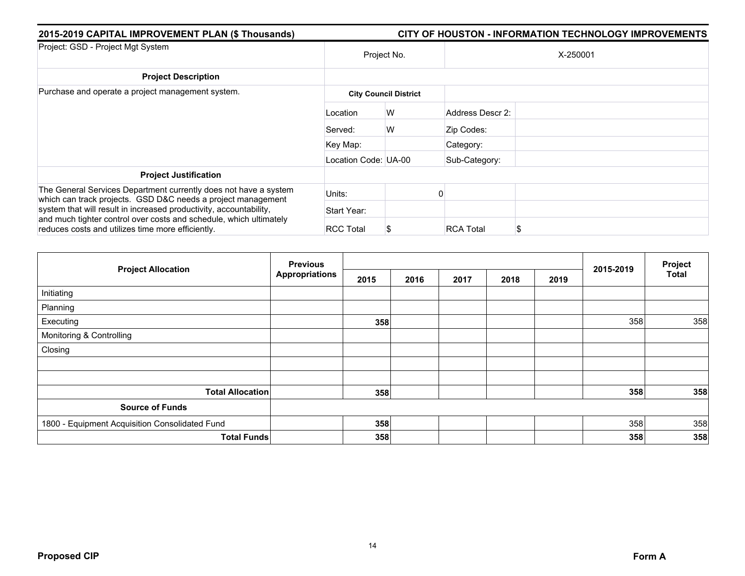## 2015-2019 CAPITAL IMPROVEMENT PLAN ($ Thousands)

## CITY OF HOUSTON - INFORMATION TECHNOLOGY IMPROVEMENTS

| Project: GSD - Project Mgt System | Project No. | | X-250001 | |
|---|---|---|---|---|
| **Project Description** | | | | |
| Purchase and operate a project management system. | **City Council District** | | | |
| | Location | W | Address Descr 2: | |
| | Served: | W | Zip Codes: | |
| | Key Map: | | Category: | |
| | Location Code: | UA-00 | Sub-Category: | |
| **Project Justification** | | | | |
| The General Services Department currently does not have a system which can track projects. GSD D&C needs a project management system that will result in increased productivity, accountability, and much tighter control over costs and schedule, which ultimately reduces costs and utilizes time more efficiently. | Units: | 0 | | |
| | Start Year: | | | |
| | RCC Total | $ | RCA Total | $ |

| Project Allocation | Previous Appropriations | 2015 | 2016 | 2017 | 2018 | 2019 | 2015-2019 | Project Total |
|---|---|---|---|---|---|---|---|---|
| Initiating | | | | | | | | |
| Planning | | | | | | | | |
| Executing | | **358** | | | | | 358 | 358 |
| Monitoring & Controlling | | | | | | | | |
| Closing | | | | | | | | |
| | | | | | | | | |
| | | | | | | | | |
| **Total Allocation** | | **358** | | | | | **358** | **358** |
| **Source of Funds** | | | | | | | | |
| 1800 - Equipment Acquisition Consolidated Fund | | **358** | | | | | 358 | 358 |
| **Total Funds** | | **358** | | | | | **358** | **358** |

**Proposed CIP**

**Form A**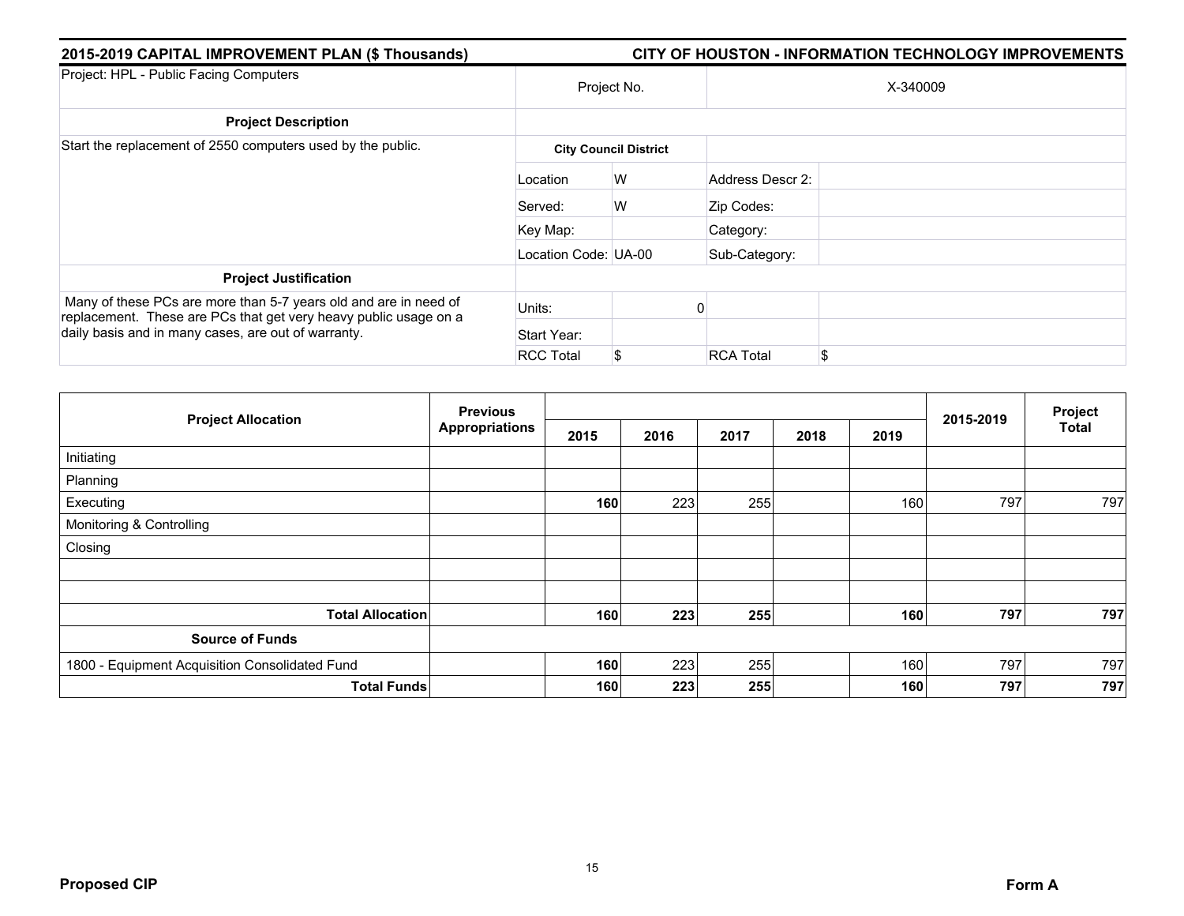## 2015-2019 CAPITAL IMPROVEMENT PLAN ($ Thousands)

## CITY OF HOUSTON - INFORMATION TECHNOLOGY IMPROVEMENTS

| Project: HPL - Public Facing Computers | Project No. | | X-340009 | |
|---|---|---|---|---|
| **Project Description** | | | | |
| Start the replacement of 2550 computers used by the public. | **City Council District** | | | |
| | Location | W | Address Descr 2: | |
| | Served: | W | Zip Codes: | |
| | Key Map: | | Category: | |
| | Location Code: | UA-00 | Sub-Category: | |
| **Project Justification** | | | | |
| Many of these PCs are more than 5-7 years old and are in need of replacement. These are PCs that get very heavy public usage on a daily basis and in many cases, are out of warranty. | Units: | 0 | | |
| | Start Year: | | | |
| | RCC Total | $ | RCA Total | $ |

| Project Allocation | Previous Appropriations | 2015 | 2016 | 2017 | 2018 | 2019 | 2015-2019 | Project Total |
|---|---|---|---|---|---|---|---|---|
| Initiating | | | | | | | | |
| Planning | | | | | | | | |
| Executing | | **160** | 223 | 255 | | 160 | 797 | 797 |
| Monitoring & Controlling | | | | | | | | |
| Closing | | | | | | | | |
| | | | | | | | | |
| | | | | | | | | |
| **Total Allocation** | | **160** | **223** | **255** | | **160** | **797** | **797** |
| **Source of Funds** | | | | | | | | |
| 1800 - Equipment Acquisition Consolidated Fund | | **160** | 223 | 255 | | 160 | 797 | 797 |
| **Total Funds** | | **160** | **223** | **255** | | **160** | **797** | **797** |

**Proposed CIP** **Form A**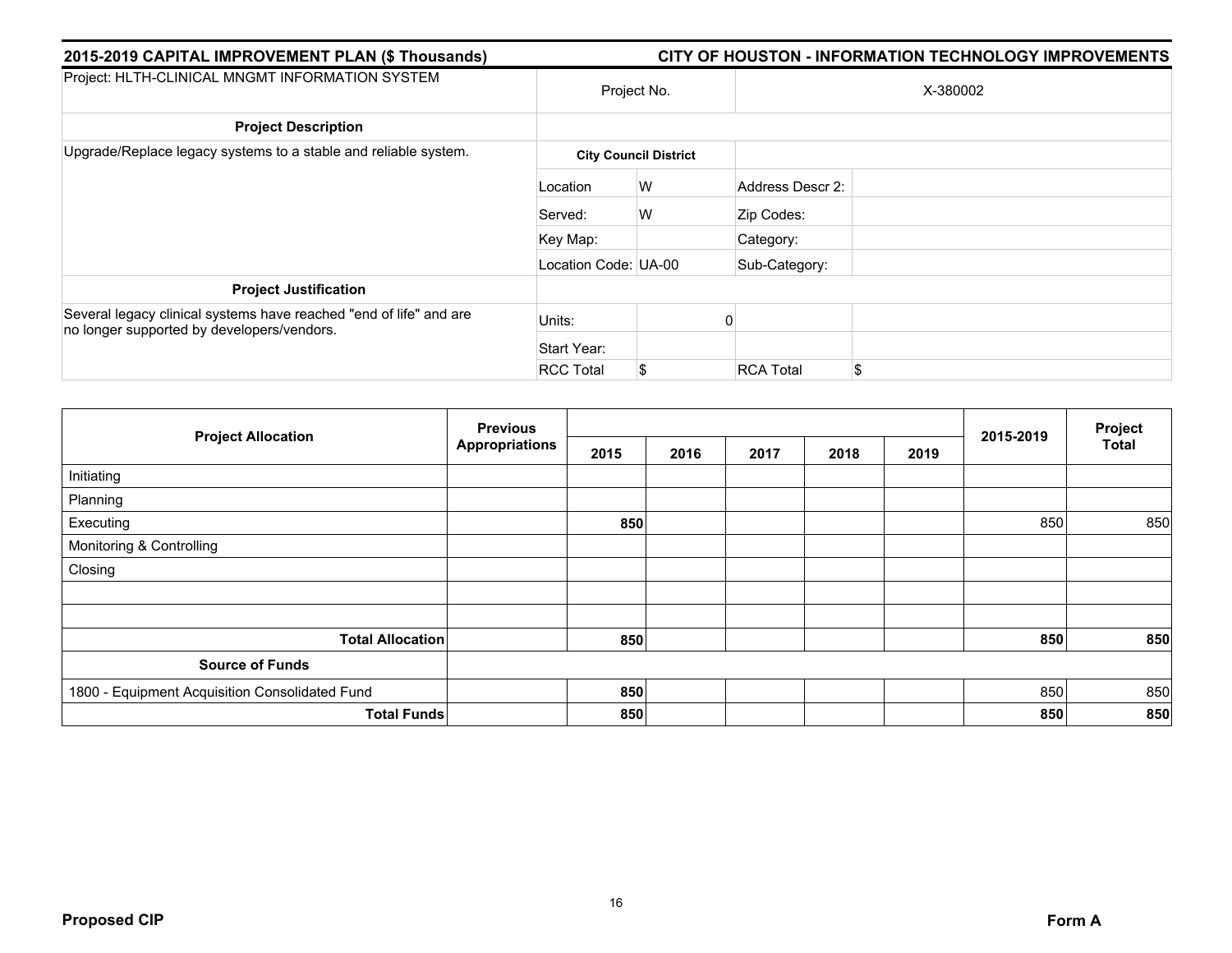## 2015-2019 CAPITAL IMPROVEMENT PLAN ($ Thousands)

## CITY OF HOUSTON - INFORMATION TECHNOLOGY IMPROVEMENTS

| Project: HLTH-CLINICAL MNGMT INFORMATION SYSTEM | Project No. | | X-380002 | |
|---|---|---|---|---|
| **Project Description** | | | | |
| Upgrade/Replace legacy systems to a stable and reliable system. | **City Council District** | | | |
| | Location | W | Address Descr 2: | |
| | Served: | W | Zip Codes: | |
| | Key Map: | | Category: | |
| | Location Code: | UA-00 | Sub-Category: | |
| **Project Justification** | | | | |
| Several legacy clinical systems have reached "end of life" and are no longer supported by developers/vendors. | Units: | 0 | | |
| | Start Year: | | | |
| | RCC Total | $ | RCA Total | $ |

| Project Allocation | Previous Appropriations | 2015 | 2016 | 2017 | 2018 | 2019 | 2015-2019 | Project Total |
|---|---|---|---|---|---|---|---|---|
| Initiating | | | | | | | | |
| Planning | | | | | | | | |
| Executing | | **850** | | | | | 850 | 850 |
| Monitoring & Controlling | | | | | | | | |
| Closing | | | | | | | | |
| | | | | | | | | |
| | | | | | | | | |
| **Total Allocation** | | **850** | | | | | **850** | **850** |
| **Source of Funds** | | | | | | | | |
| 1800 - Equipment Acquisition Consolidated Fund | | **850** | | | | | 850 | 850 |
| **Total Funds** | | **850** | | | | | **850** | **850** |

**Proposed CIP**

**Form A**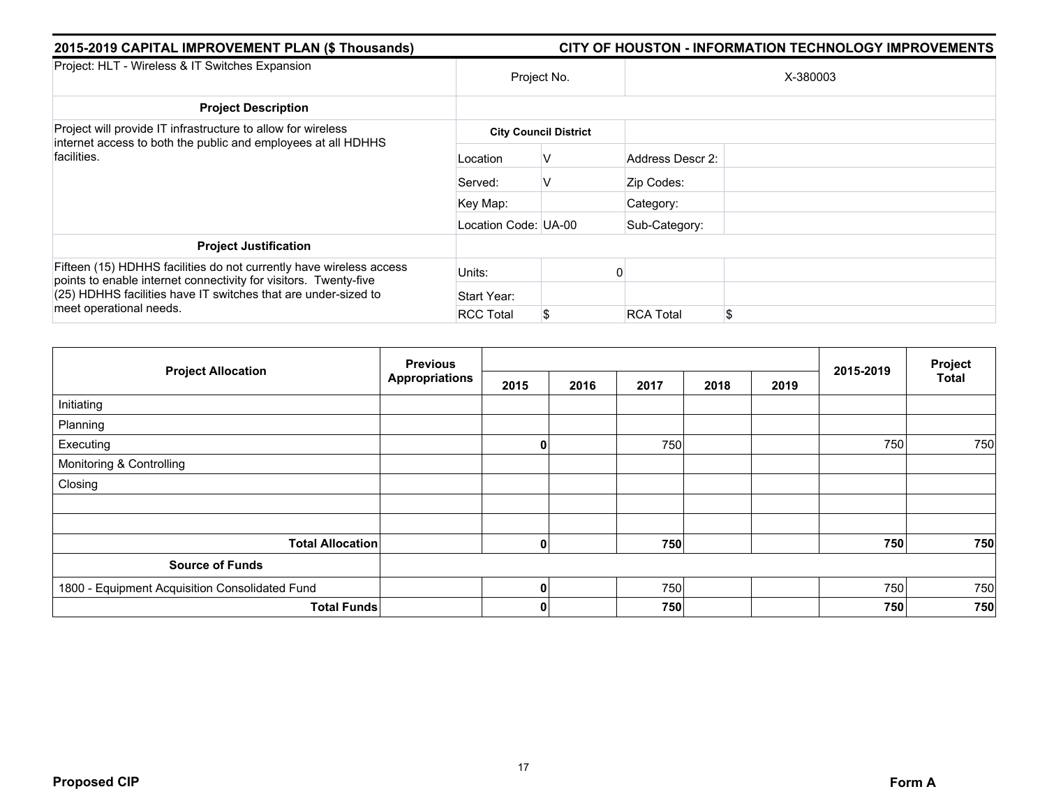## 2015-2019 CAPITAL IMPROVEMENT PLAN ($ Thousands)

## CITY OF HOUSTON - INFORMATION TECHNOLOGY IMPROVEMENTS

| Project: HLT - Wireless & IT Switches Expansion | Project No. | | X-380003 | |
|---|---|---|---|---|
| **Project Description** | | | | |
| Project will provide IT infrastructure to allow for wireless internet access to both the public and employees at all HDHHS facilities. | **City Council District** | | | |
| | Location | V | Address Descr 2: | |
| | Served: | V | Zip Codes: | |
| | Key Map: | | Category: | |
| | Location Code: | UA-00 | Sub-Category: | |
| **Project Justification** | | | | |
| Fifteen (15) HDHHS facilities do not currently have wireless access points to enable internet connectivity for visitors. Twenty-five (25) HDHHS facilities have IT switches that are under-sized to meet operational needs. | Units: | 0 | | |
| | Start Year: | | | |
| | RCC Total | $ | RCA Total | $ |

| Project Allocation | Previous Appropriations | 2015 | 2016 | 2017 | 2018 | 2019 | 2015-2019 | Project Total |
|---|---|---|---|---|---|---|---|---|
| Initiating | | | | | | | | |
| Planning | | | | | | | | |
| Executing | | 0 | | 750 | | | 750 | 750 |
| Monitoring & Controlling | | | | | | | | |
| Closing | | | | | | | | |
| | | | | | | | | |
| | | | | | | | | |
| **Total Allocation** | | **0** | | **750** | | | **750** | **750** |
| **Source of Funds** | | | | | | | | |
| 1800 - Equipment Acquisition Consolidated Fund | | 0 | | 750 | | | 750 | 750 |
| **Total Funds** | | **0** | | **750** | | | **750** | **750** |

**Proposed CIP** **Form A**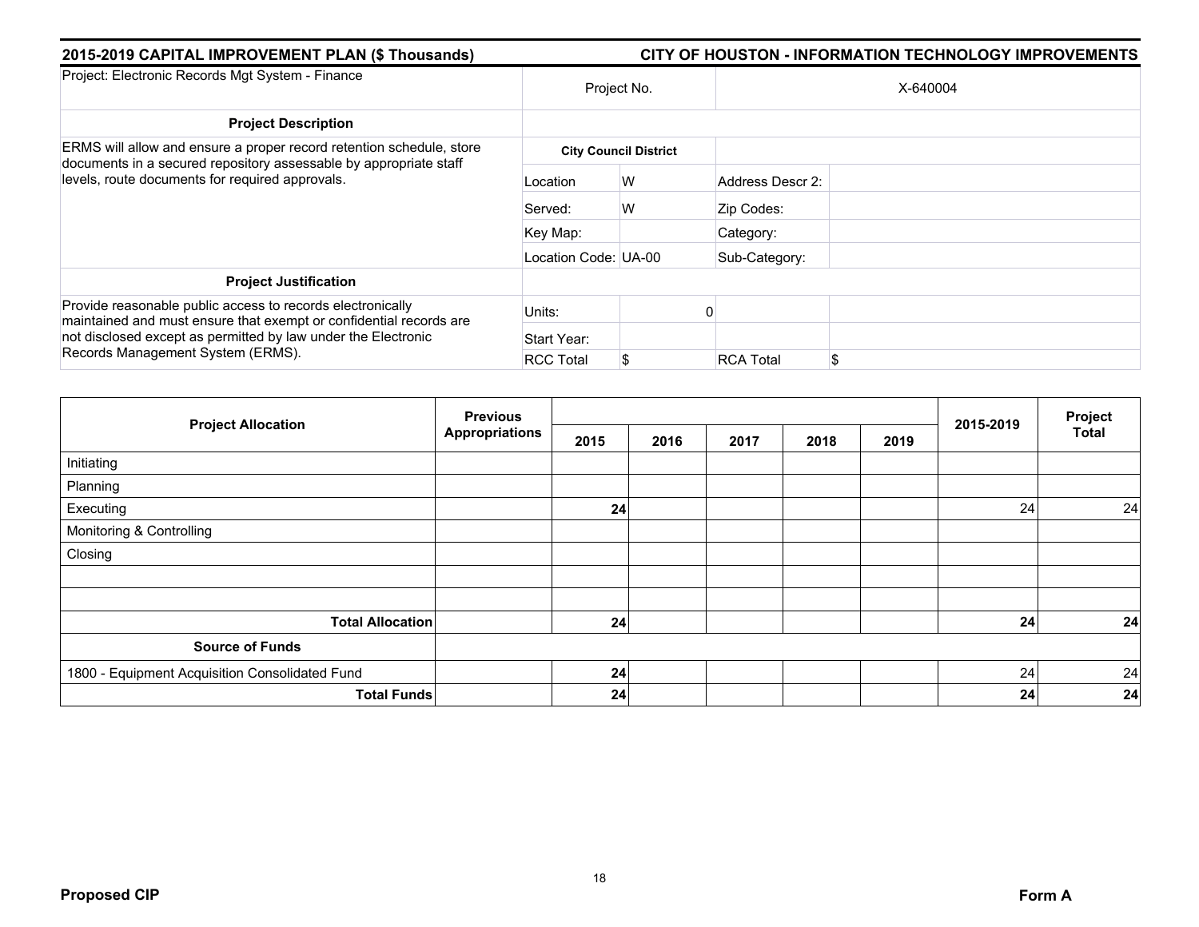## 2015-2019 CAPITAL IMPROVEMENT PLAN ($ Thousands)

## CITY OF HOUSTON - INFORMATION TECHNOLOGY IMPROVEMENTS

| Project: Electronic Records Mgt System - Finance | Project No. | | X-640004 | |
|---|---|---|---|---|
| **Project Description** | | | | |
| ERMS will allow and ensure a proper record retention schedule, store documents in a secured repository assessable by appropriate staff levels, route documents for required approvals. | **City Council District** | | | |
| | Location | W | Address Descr 2: | |
| | Served: | W | Zip Codes: | |
| | Key Map: | | Category: | |
| | Location Code: | UA-00 | Sub-Category: | |
| **Project Justification** | | | | |
| Provide reasonable public access to records electronically maintained and must ensure that exempt or confidential records are not disclosed except as permitted by law under the Electronic Records Management System (ERMS). | Units: | 0 | | |
| | Start Year: | | | |
| | RCC Total | $ | RCA Total | $ |

| Project Allocation | Previous Appropriations | 2015 | 2016 | 2017 | 2018 | 2019 | 2015-2019 | Project Total |
|---|---|---|---|---|---|---|---|---|
| Initiating | | | | | | | | |
| Planning | | | | | | | | |
| Executing | | **24** | | | | | 24 | 24 |
| Monitoring & Controlling | | | | | | | | |
| Closing | | | | | | | | |
| | | | | | | | | |
| | | | | | | | | |
| **Total Allocation** | | **24** | | | | | **24** | **24** |
| **Source of Funds** | | | | | | | | |
| 1800 - Equipment Acquisition Consolidated Fund | | **24** | | | | | 24 | 24 |
| **Total Funds** | | **24** | | | | | **24** | **24** |

**Proposed CIP** **Form A**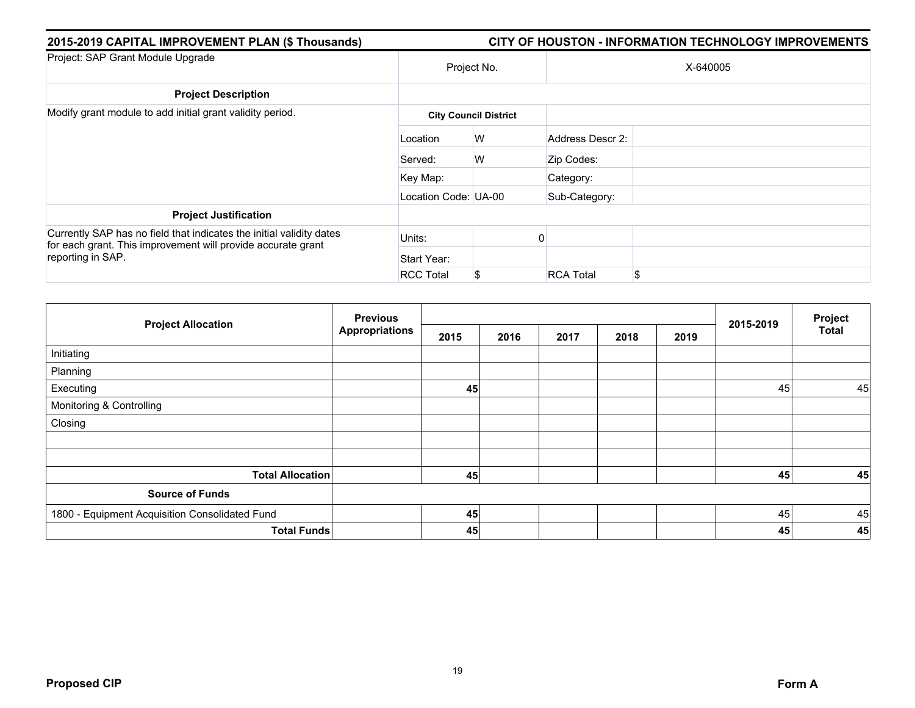## 2015-2019 CAPITAL IMPROVEMENT PLAN ($ Thousands)

## CITY OF HOUSTON - INFORMATION TECHNOLOGY IMPROVEMENTS

| Project: SAP Grant Module Upgrade | Project No. | | X-640005 | |
|---|---|---|---|---|
| **Project Description** | | | | |
| Modify grant module to add initial grant validity period. | **City Council District** | | | |
| | Location | W | Address Descr 2: | |
| | Served: | W | Zip Codes: | |
| | Key Map: | | Category: | |
| | Location Code: | UA-00 | Sub-Category: | |
| **Project Justification** | | | | |
| Currently SAP has no field that indicates the initial validity dates for each grant. This improvement will provide accurate grant reporting in SAP. | Units: | 0 | | |
| | Start Year: | | | |
| | RCC Total | $ | RCA Total | $ |

| Project Allocation | Previous Appropriations | 2015 | 2016 | 2017 | 2018 | 2019 | 2015-2019 | Project Total |
|---|---|---|---|---|---|---|---|---|
| Initiating | | | | | | | | |
| Planning | | | | | | | | |
| Executing | | **45** | | | | | 45 | 45 |
| Monitoring & Controlling | | | | | | | | |
| Closing | | | | | | | | |
| | | | | | | | | |
| | | | | | | | | |
| **Total Allocation** | | **45** | | | | | **45** | **45** |
| **Source of Funds** | | | | | | | | |
| 1800 - Equipment Acquisition Consolidated Fund | | **45** | | | | | 45 | 45 |
| **Total Funds** | | **45** | | | | | **45** | **45** |

**Proposed CIP** **Form A**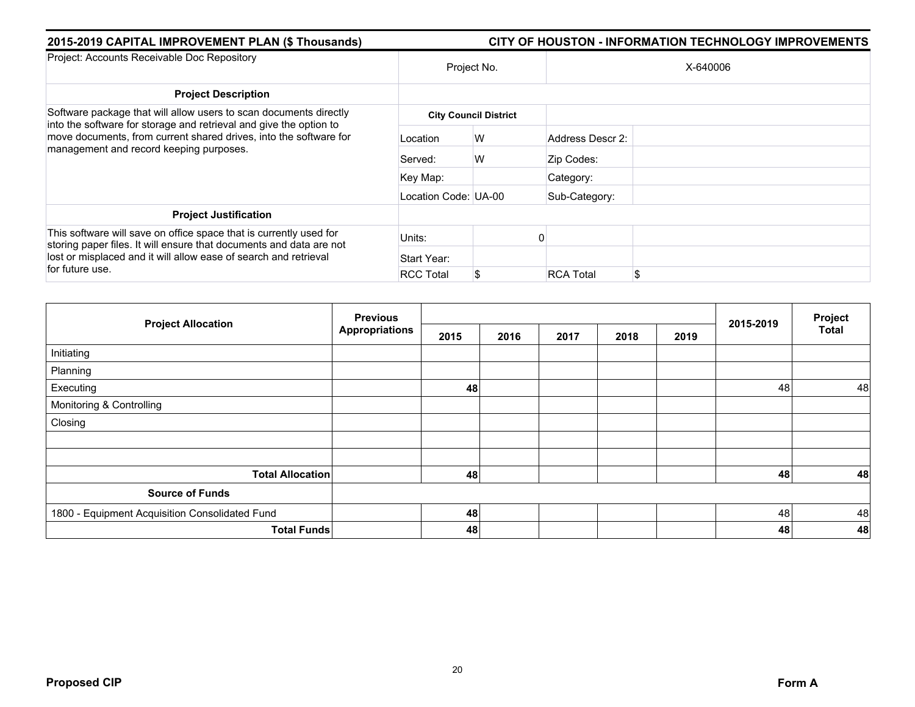## 2015-2019 CAPITAL IMPROVEMENT PLAN ($ Thousands)

## CITY OF HOUSTON - INFORMATION TECHNOLOGY IMPROVEMENTS

| Project: Accounts Receivable Doc Repository | Project No. | | X-640006 | |
|---|---|---|---|---|
| **Project Description** | | | | |
| Software package that will allow users to scan documents directly into the software for storage and retrieval and give the option to move documents, from current shared drives, into the software for management and record keeping purposes. | **City Council District** | | | |
| | Location | W | Address Descr 2: | |
| | Served: | W | Zip Codes: | |
| | Key Map: | | Category: | |
| | Location Code: | UA-00 | Sub-Category: | |
| **Project Justification** | | | | |
| This software will save on office space that is currently used for storing paper files. It will ensure that documents and data are not lost or misplaced and it will allow ease of search and retrieval for future use. | Units: | 0 | | |
| | Start Year: | | | |
| | RCC Total | $ | RCA Total | $ |

| Project Allocation | Previous Appropriations | 2015 | 2016 | 2017 | 2018 | 2019 | 2015-2019 | Project Total |
|---|---|---|---|---|---|---|---|---|
| Initiating | | | | | | | | |
| Planning | | | | | | | | |
| Executing | | **48** | | | | | 48 | 48 |
| Monitoring & Controlling | | | | | | | | |
| Closing | | | | | | | | |
| | | | | | | | | |
| | | | | | | | | |
| **Total Allocation** | | **48** | | | | | **48** | **48** |
| **Source of Funds** | | | | | | | | |
| 1800 - Equipment Acquisition Consolidated Fund | | **48** | | | | | 48 | 48 |
| **Total Funds** | | **48** | | | | | **48** | **48** |

**Proposed CIP** **Form A**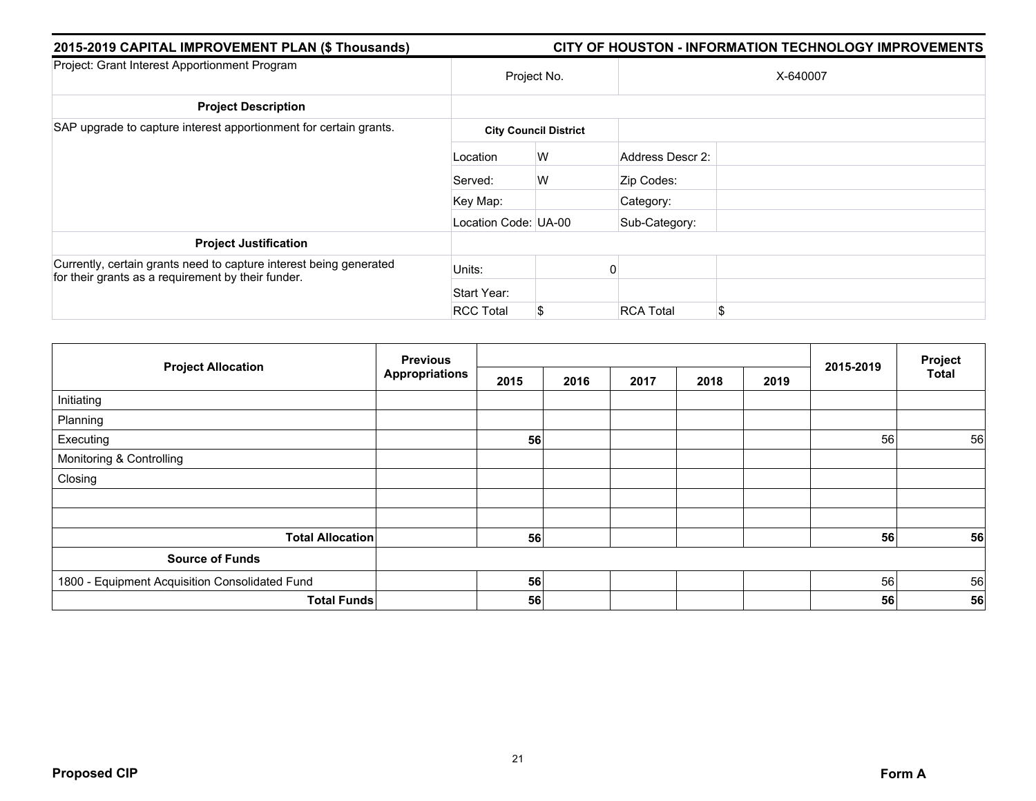## 2015-2019 CAPITAL IMPROVEMENT PLAN ($ Thousands) — CITY OF HOUSTON - INFORMATION TECHNOLOGY IMPROVEMENTS

| Project: Grant Interest Apportionment Program | Project No. | | X-640007 | |
|---|---|---|---|---|
| **Project Description** | | | | |
| SAP upgrade to capture interest apportionment for certain grants. | **City Council District** | | | |
| | Location | W | Address Descr 2: | |
| | Served: | W | Zip Codes: | |
| | Key Map: | | Category: | |
| | Location Code: | UA-00 | Sub-Category: | |
| **Project Justification** | | | | |
| Currently, certain grants need to capture interest being generated for their grants as a requirement by their funder. | Units: | 0 | | |
| | Start Year: | | | |
| | RCC Total | $ | RCA Total | $ |

| Project Allocation | Previous Appropriations | 2015 | 2016 | 2017 | 2018 | 2019 | 2015-2019 | Project Total |
|---|---|---|---|---|---|---|---|---|
| Initiating | | | | | | | | |
| Planning | | | | | | | | |
| Executing | | **56** | | | | | 56 | 56 |
| Monitoring & Controlling | | | | | | | | |
| Closing | | | | | | | | |
| | | | | | | | | |
| | | | | | | | | |
| **Total Allocation** | | **56** | | | | | **56** | **56** |
| **Source of Funds** | | | | | | | | |
| 1800 - Equipment Acquisition Consolidated Fund | | **56** | | | | | 56 | 56 |
| **Total Funds** | | **56** | | | | | **56** | **56** |

**Proposed CIP** — **Form A**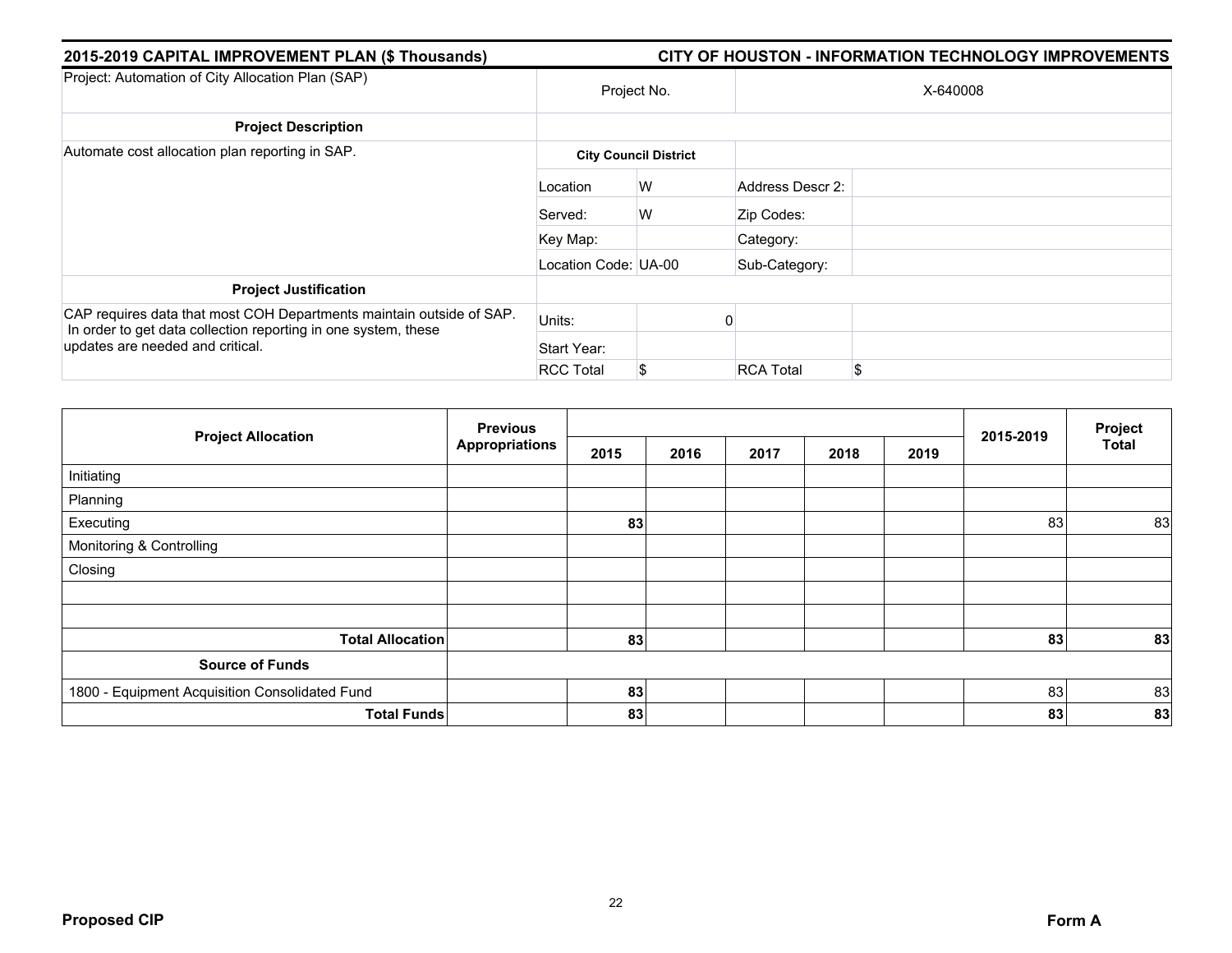## 2015-2019 CAPITAL IMPROVEMENT PLAN ($ Thousands)

## CITY OF HOUSTON - INFORMATION TECHNOLOGY IMPROVEMENTS

| Project: Automation of City Allocation Plan (SAP) | Project No. | | X-640008 | |
|---|---|---|---|---|
| **Project Description** | | | | |
| Automate cost allocation plan reporting in SAP. | **City Council District** | | | |
| | Location | W | Address Descr 2: | |
| | Served: | W | Zip Codes: | |
| | Key Map: | | Category: | |
| | Location Code: | UA-00 | Sub-Category: | |
| **Project Justification** | | | | |
| CAP requires data that most COH Departments maintain outside of SAP. In order to get data collection reporting in one system, these updates are needed and critical. | Units: | 0 | | |
| | Start Year: | | | |
| | RCC Total | $ | RCA Total | $ |

| Project Allocation | Previous Appropriations | 2015 | 2016 | 2017 | 2018 | 2019 | 2015-2019 | Project Total |
|---|---|---|---|---|---|---|---|---|
| Initiating | | | | | | | | |
| Planning | | | | | | | | |
| Executing | | **83** | | | | | 83 | 83 |
| Monitoring & Controlling | | | | | | | | |
| Closing | | | | | | | | |
| | | | | | | | | |
| | | | | | | | | |
| **Total Allocation** | | **83** | | | | | **83** | **83** |
| **Source of Funds** | | | | | | | | |
| 1800 - Equipment Acquisition Consolidated Fund | | **83** | | | | | 83 | 83 |
| **Total Funds** | | **83** | | | | | **83** | **83** |

**Proposed CIP** **Form A**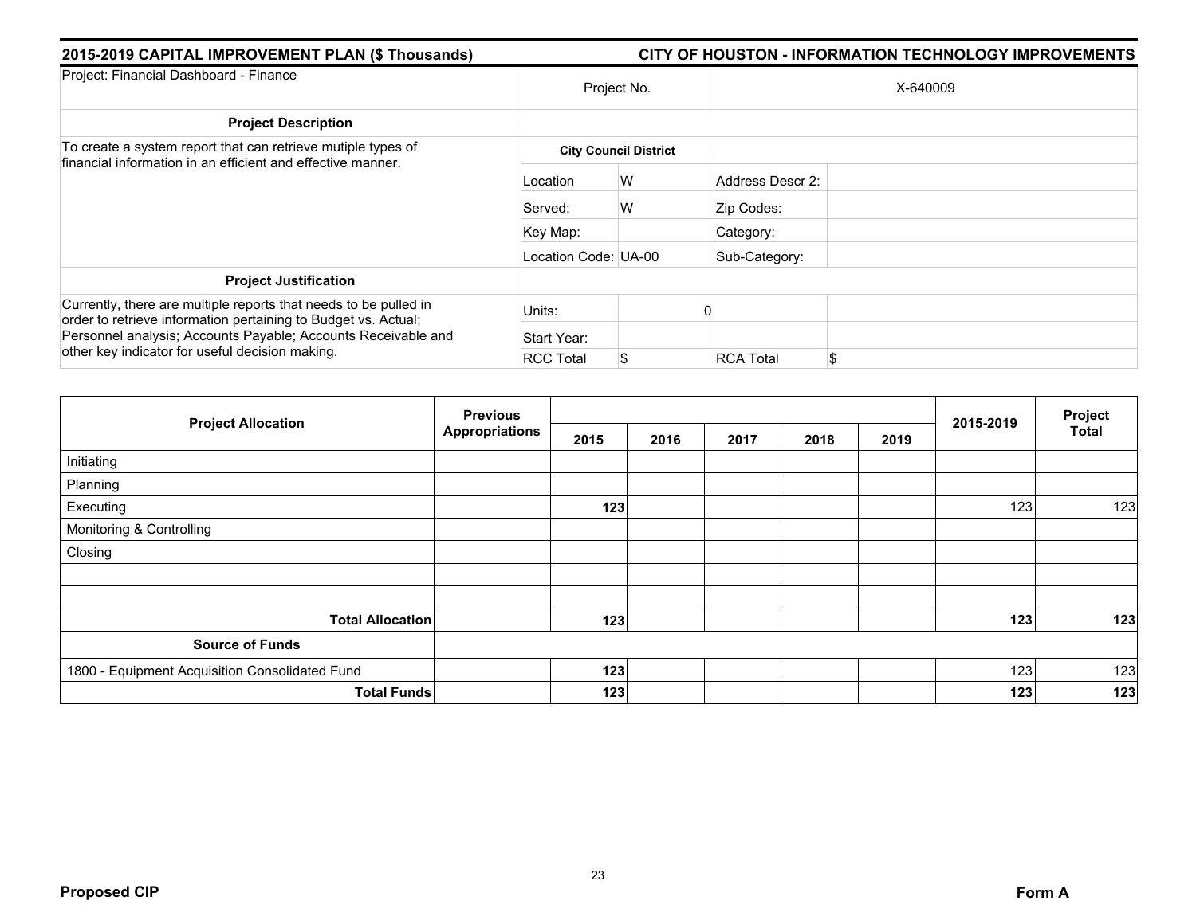## 2015-2019 CAPITAL IMPROVEMENT PLAN ($ Thousands)

## CITY OF HOUSTON - INFORMATION TECHNOLOGY IMPROVEMENTS

| Project: Financial Dashboard - Finance | Project No. | | X-640009 | |
|---|---|---|---|---|
| **Project Description** | | | | |
| To create a system report that can retrieve mutiple types of financial information in an efficient and effective manner. | **City Council District** | | | |
| | Location | W | Address Descr 2: | |
| | Served: | W | Zip Codes: | |
| | Key Map: | | Category: | |
| | Location Code: | UA-00 | Sub-Category: | |
| **Project Justification** | | | | |
| Currently, there are multiple reports that needs to be pulled in order to retrieve information pertaining to Budget vs. Actual; Personnel analysis; Accounts Payable; Accounts Receivable and other key indicator for useful decision making. | Units: | 0 | | |
| | Start Year: | | | |
| | RCC Total | $ | RCA Total | $ |

| Project Allocation | Previous Appropriations | 2015 | 2016 | 2017 | 2018 | 2019 | 2015-2019 | Project Total |
|---|---|---|---|---|---|---|---|---|
| Initiating | | | | | | | | |
| Planning | | | | | | | | |
| Executing | | **123** | | | | | 123 | 123 |
| Monitoring & Controlling | | | | | | | | |
| Closing | | | | | | | | |
| | | | | | | | | |
| | | | | | | | | |
| **Total Allocation** | | **123** | | | | | **123** | **123** |
| **Source of Funds** | | | | | | | | |
| 1800 - Equipment Acquisition Consolidated Fund | | **123** | | | | | 123 | 123 |
| **Total Funds** | | **123** | | | | | **123** | **123** |

**Proposed CIP** **Form A**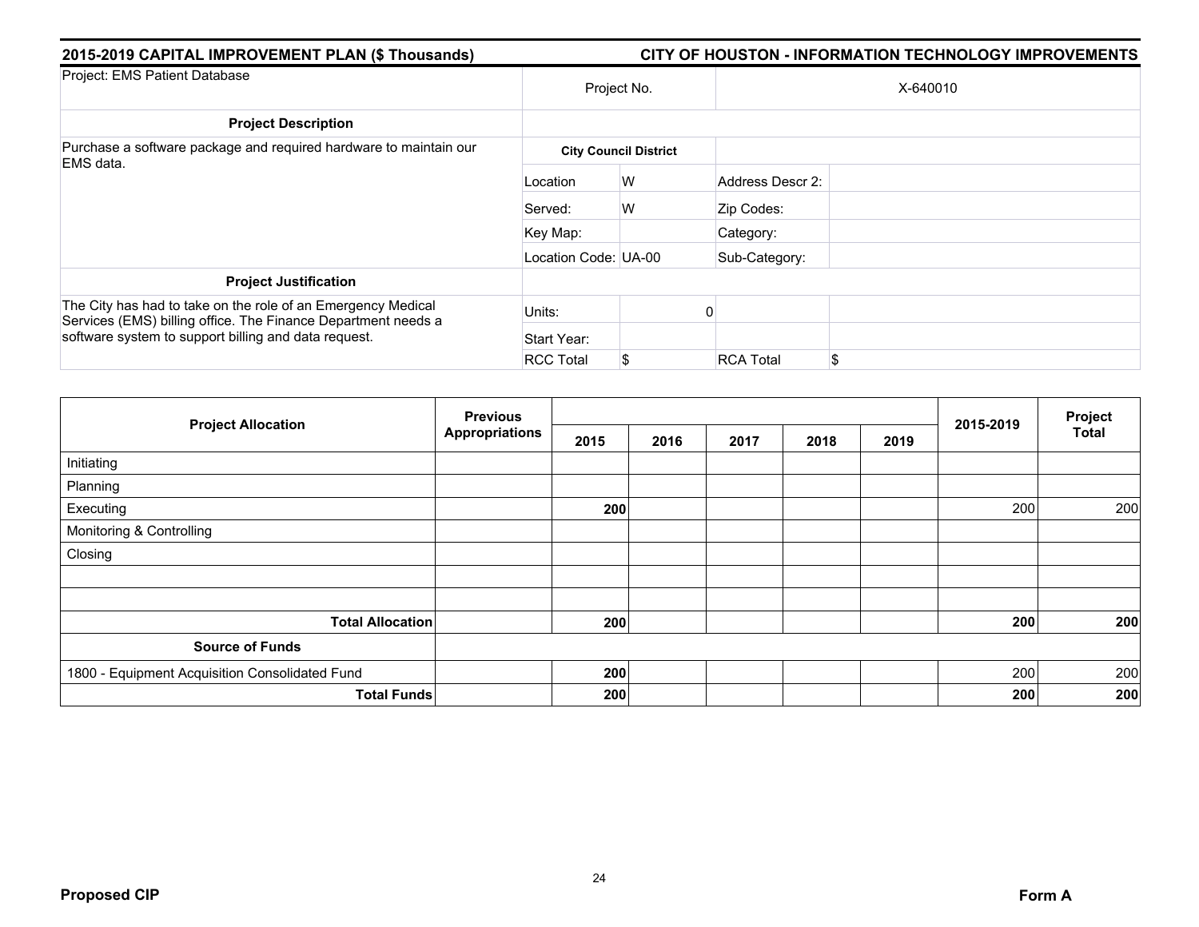## 2015-2019 CAPITAL IMPROVEMENT PLAN ($ Thousands)

## CITY OF HOUSTON - INFORMATION TECHNOLOGY IMPROVEMENTS

| Project: EMS Patient Database | Project No. | | X-640010 | |
|---|---|---|---|---|
| **Project Description** | | | | |
| Purchase a software package and required hardware to maintain our EMS data. | **City Council District** | | | |
| | Location | W | Address Descr 2: | |
| | Served: | W | Zip Codes: | |
| | Key Map: | | Category: | |
| | Location Code: | UA-00 | Sub-Category: | |
| **Project Justification** | | | | |
| The City has had to take on the role of an Emergency Medical Services (EMS) billing office. The Finance Department needs a software system to support billing and data request. | Units: | 0 | | |
| | Start Year: | | | |
| | RCC Total | $ | RCA Total | $ |

| Project Allocation | Previous Appropriations | 2015 | 2016 | 2017 | 2018 | 2019 | 2015-2019 | Project Total |
|---|---|---|---|---|---|---|---|---|
| Initiating | | | | | | | | |
| Planning | | | | | | | | |
| Executing | | **200** | | | | | 200 | 200 |
| Monitoring & Controlling | | | | | | | | |
| Closing | | | | | | | | |
| | | | | | | | | |
| | | | | | | | | |
| **Total Allocation** | | **200** | | | | | **200** | **200** |
| **Source of Funds** | | | | | | | | |
| 1800 - Equipment Acquisition Consolidated Fund | | **200** | | | | | 200 | 200 |
| **Total Funds** | | **200** | | | | | **200** | **200** |

**Proposed CIP** | **Form A**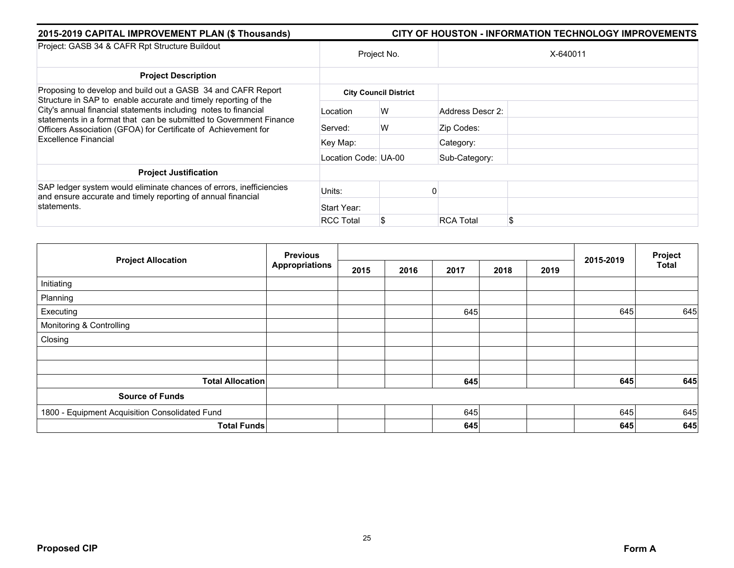## 2015-2019 CAPITAL IMPROVEMENT PLAN ($ Thousands)

## CITY OF HOUSTON - INFORMATION TECHNOLOGY IMPROVEMENTS

| Project: GASB 34 & CAFR Rpt Structure Buildout | Project No. | | X-640011 | |
|---|---|---|---|---|
| **Project Description** | | | | |
| Proposing to develop and build out a GASB 34 and CAFR Report Structure in SAP to enable accurate and timely reporting of the City's annual financial statements including notes to financial statements in a format that can be submitted to Government Finance Officers Association (GFOA) for Certificate of Achievement for Excellence Financial | **City Council District** | | | |
| | Location | W | Address Descr 2: | |
| | Served: | W | Zip Codes: | |
| | Key Map: | | Category: | |
| | Location Code: | UA-00 | Sub-Category: | |
| **Project Justification** | | | | |
| SAP ledger system would eliminate chances of errors, inefficiencies and ensure accurate and timely reporting of annual financial statements. | Units: | 0 | | |
| | Start Year: | | | |
| | RCC Total | $ | RCA Total | $ |

| Project Allocation | Previous Appropriations | 2015 | 2016 | 2017 | 2018 | 2019 | 2015-2019 | Project Total |
|---|---|---|---|---|---|---|---|---|
| Initiating | | | | | | | | |
| Planning | | | | | | | | |
| Executing | | | | 645 | | | 645 | 645 |
| Monitoring & Controlling | | | | | | | | |
| Closing | | | | | | | | |
| | | | | | | | | |
| | | | | | | | | |
| **Total Allocation** | | | | **645** | | | **645** | **645** |
| **Source of Funds** | | | | | | | | |
| 1800 - Equipment Acquisition Consolidated Fund | | | | 645 | | | 645 | 645 |
| **Total Funds** | | | | **645** | | | **645** | **645** |

**Proposed CIP** **Form A**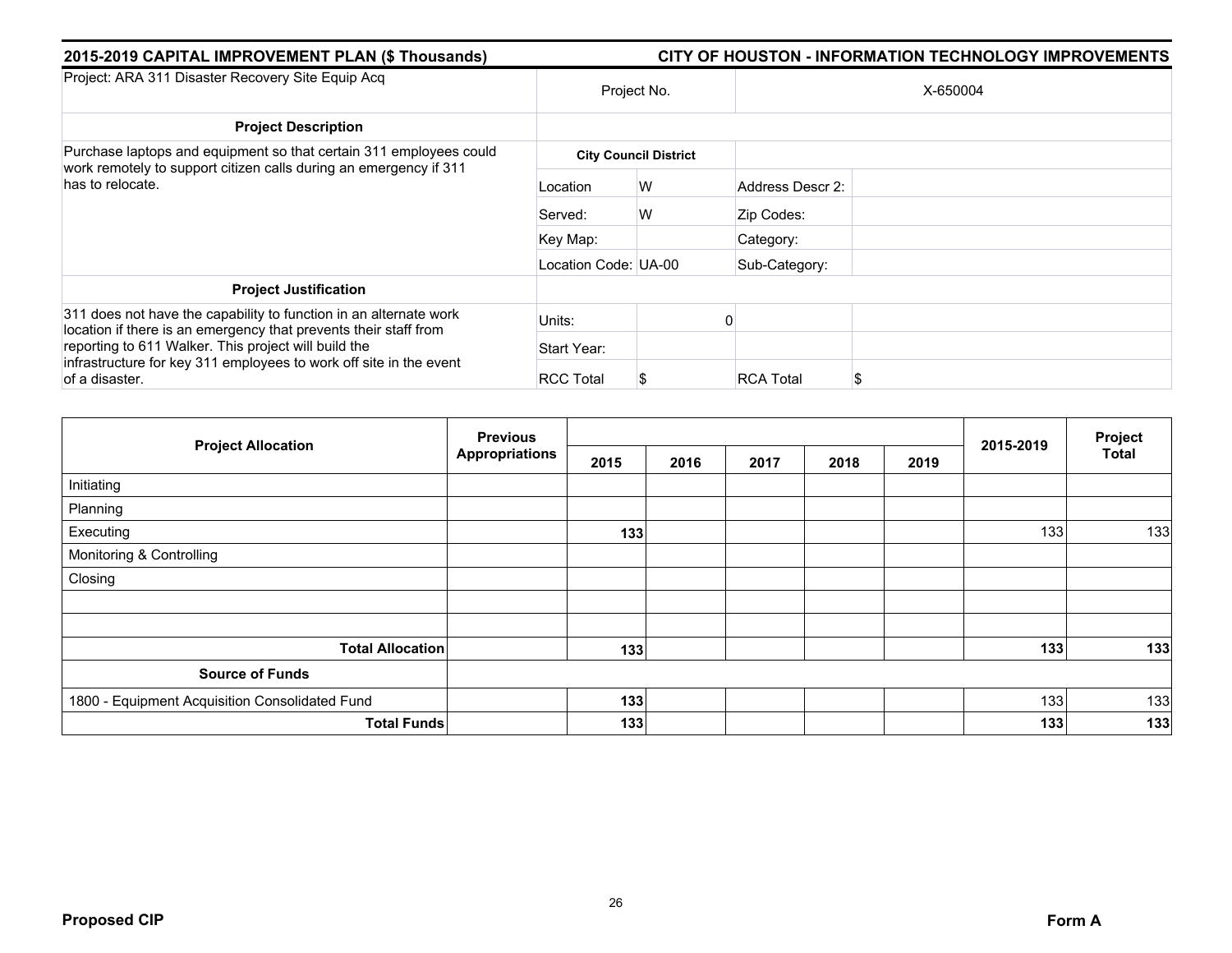## 2015-2019 CAPITAL IMPROVEMENT PLAN ($ Thousands)

## CITY OF HOUSTON - INFORMATION TECHNOLOGY IMPROVEMENTS

| Project: ARA 311 Disaster Recovery Site Equip Acq | Project No. | | X-650004 | |
|---|---|---|---|---|
| **Project Description** | | | | |
| Purchase laptops and equipment so that certain 311 employees could work remotely to support citizen calls during an emergency if 311 has to relocate. | **City Council District** | | | |
| | Location | W | Address Descr 2: | |
| | Served: | W | Zip Codes: | |
| | Key Map: | | Category: | |
| | Location Code: | UA-00 | Sub-Category: | |
| **Project Justification** | | | | |
| 311 does not have the capability to function in an alternate work location if there is an emergency that prevents their staff from reporting to 611 Walker. This project will build the infrastructure for key 311 employees to work off site in the event of a disaster. | Units: | 0 | | |
| | Start Year: | | | |
| | RCC Total | $ | RCA Total | $ |

| Project Allocation | Previous Appropriations | 2015 | 2016 | 2017 | 2018 | 2019 | 2015-2019 | Project Total |
|---|---|---|---|---|---|---|---|---|
| Initiating | | | | | | | | |
| Planning | | | | | | | | |
| Executing | | **133** | | | | | 133 | 133 |
| Monitoring & Controlling | | | | | | | | |
| Closing | | | | | | | | |
| | | | | | | | | |
| | | | | | | | | |
| **Total Allocation** | | **133** | | | | | **133** | **133** |
| **Source of Funds** | | | | | | | | |
| 1800 - Equipment Acquisition Consolidated Fund | | **133** | | | | | 133 | 133 |
| **Total Funds** | | **133** | | | | | **133** | **133** |

**Proposed CIP** **Form A**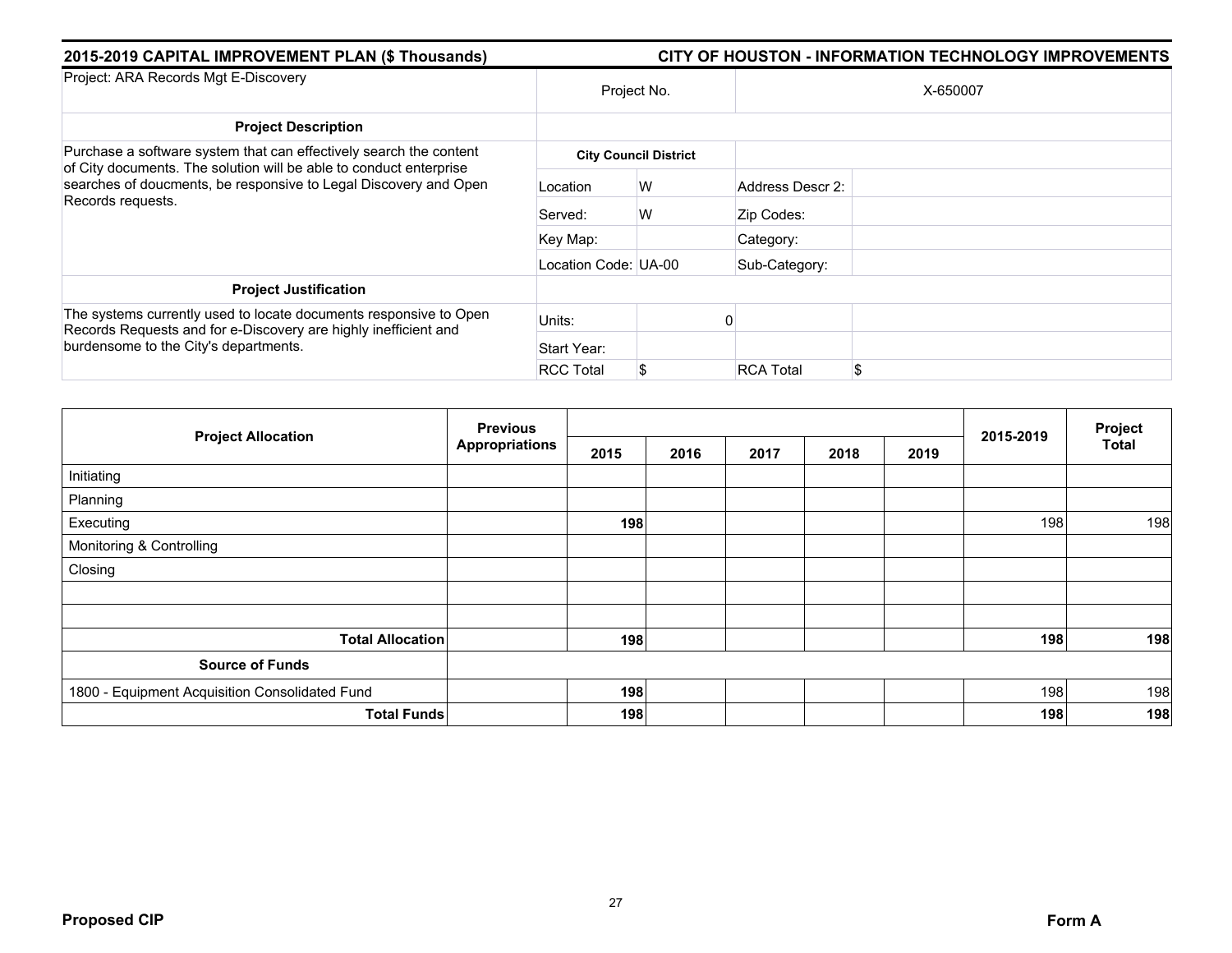## 2015-2019 CAPITAL IMPROVEMENT PLAN ($ Thousands) — CITY OF HOUSTON - INFORMATION TECHNOLOGY IMPROVEMENTS

| Project: ARA Records Mgt E-Discovery | Project No. | | X-650007 | |
|---|---|---|---|---|
| **Project Description** | | | | |
| Purchase a software system that can effectively search the content of City documents. The solution will be able to conduct enterprise searches of doucments, be responsive to Legal Discovery and Open Records requests. | **City Council District** | | | |
| | Location | W | Address Descr 2: | |
| | Served: | W | Zip Codes: | |
| | Key Map: | | Category: | |
| | Location Code: | UA-00 | Sub-Category: | |
| **Project Justification** | | | | |
| The systems currently used to locate documents responsive to Open Records Requests and for e-Discovery are highly inefficient and burdensome to the City's departments. | Units: | 0 | | |
| | Start Year: | | | |
| | RCC Total | $ | RCA Total | $ |

| Project Allocation | Previous Appropriations | 2015 | 2016 | 2017 | 2018 | 2019 | 2015-2019 | Project Total |
|---|---|---|---|---|---|---|---|---|
| Initiating | | | | | | | | |
| Planning | | | | | | | | |
| Executing | | **198** | | | | | 198 | 198 |
| Monitoring & Controlling | | | | | | | | |
| Closing | | | | | | | | |
| | | | | | | | | |
| | | | | | | | | |
| **Total Allocation** | | **198** | | | | | **198** | **198** |
| **Source of Funds** | | | | | | | | |
| 1800 - Equipment Acquisition Consolidated Fund | | **198** | | | | | 198 | 198 |
| **Total Funds** | | **198** | | | | | **198** | **198** |

**Proposed CIP** — **Form A**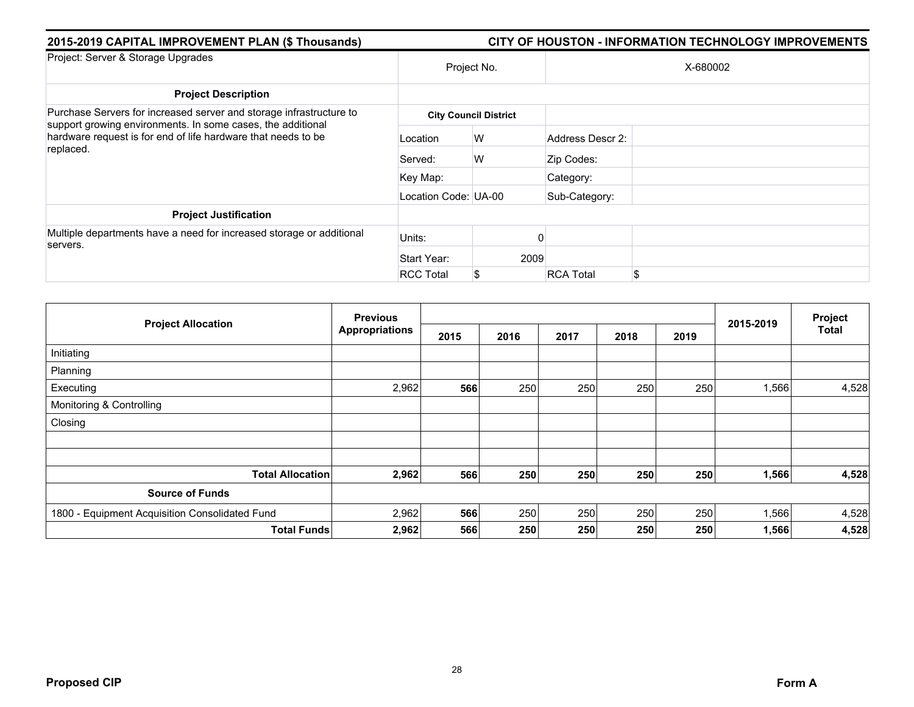## 2015-2019 CAPITAL IMPROVEMENT PLAN ($ Thousands)

## CITY OF HOUSTON - INFORMATION TECHNOLOGY IMPROVEMENTS

| Project: Server & Storage Upgrades | Project No. | | X-680002 | |
|---|---|---|---|---|
| **Project Description** | | | | |
| Purchase Servers for increased server and storage infrastructure to support growing environments. In some cases, the additional hardware request is for end of life hardware that needs to be replaced. | **City Council District** | | | |
| | Location | W | Address Descr 2: | |
| | Served: | W | Zip Codes: | |
| | Key Map: | | Category: | |
| | Location Code: | UA-00 | Sub-Category: | |
| **Project Justification** | | | | |
| Multiple departments have a need for increased storage or additional servers. | Units: | 0 | | |
| | Start Year: | 2009 | | |
| | RCC Total | $ | RCA Total | $ |

| Project Allocation | Previous Appropriations | 2015 | 2016 | 2017 | 2018 | 2019 | 2015-2019 | Project Total |
|---|---|---|---|---|---|---|---|---|
| Initiating | | | | | | | | |
| Planning | | | | | | | | |
| Executing | 2,962 | **566** | 250 | 250 | 250 | 250 | 1,566 | 4,528 |
| Monitoring & Controlling | | | | | | | | |
| Closing | | | | | | | | |
| | | | | | | | | |
| | | | | | | | | |
| **Total Allocation** | **2,962** | **566** | **250** | **250** | **250** | **250** | **1,566** | **4,528** |
| **Source of Funds** | | | | | | | | |
| 1800 - Equipment Acquisition Consolidated Fund | 2,962 | **566** | 250 | 250 | 250 | 250 | 1,566 | 4,528 |
| **Total Funds** | **2,962** | **566** | **250** | **250** | **250** | **250** | **1,566** | **4,528** |

**Proposed CIP** **Form A**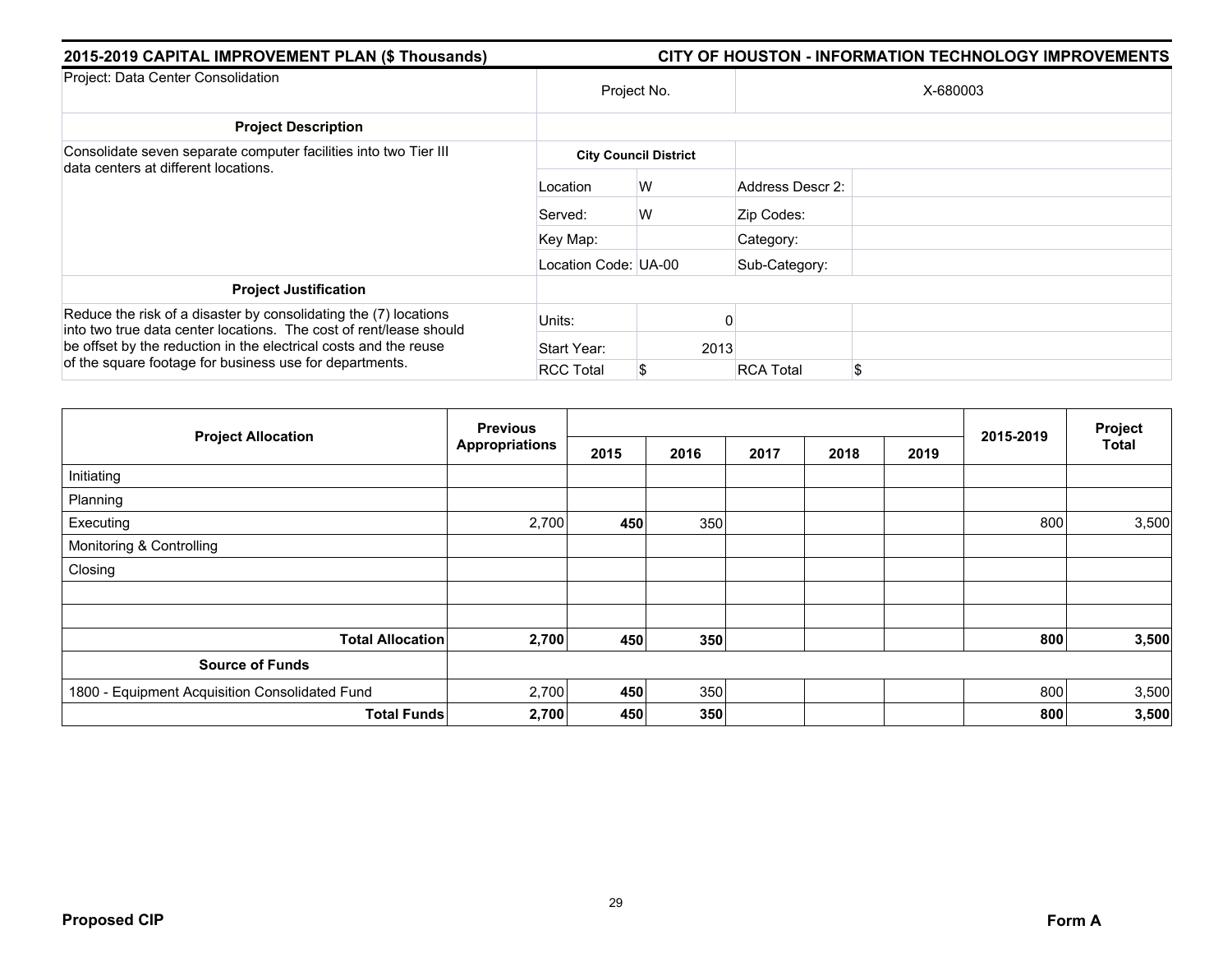**2015-2019 CAPITAL IMPROVEMENT PLAN ($ Thousands)** — **CITY OF HOUSTON - INFORMATION TECHNOLOGY IMPROVEMENTS**

| Project: Data Center Consolidation | Project No. | | X-680003 | |
|---|---|---|---|---|
| **Project Description** | | | | |
| Consolidate seven separate computer facilities into two Tier III data centers at different locations. | **City Council District** | | | |
| | Location | W | Address Descr 2: | |
| | Served: | W | Zip Codes: | |
| | Key Map: | | Category: | |
| | Location Code: UA-00 | | Sub-Category: | |
| **Project Justification** | | | | |
| Reduce the risk of a disaster by consolidating the (7) locations into two true data center locations. The cost of rent/lease should be offset by the reduction in the electrical costs and the reuse of the square footage for business use for departments. | Units: | 0 | | |
| | Start Year: | 2013 | | |
| | RCC Total | $ | RCA Total | $ |

| Project Allocation | Previous Appropriations | 2015 | 2016 | 2017 | 2018 | 2019 | 2015-2019 | Project Total |
|---|---|---|---|---|---|---|---|---|
| Initiating | | | | | | | | |
| Planning | | | | | | | | |
| Executing | 2,700 | **450** | 350 | | | | 800 | 3,500 |
| Monitoring & Controlling | | | | | | | | |
| Closing | | | | | | | | |
| | | | | | | | | |
| | | | | | | | | |
| **Total Allocation** | **2,700** | **450** | **350** | | | | **800** | **3,500** |
| **Source of Funds** | | | | | | | | |
| 1800 - Equipment Acquisition Consolidated Fund | 2,700 | **450** | 350 | | | | 800 | 3,500 |
| **Total Funds** | **2,700** | **450** | **350** | | | | **800** | **3,500** |

**Proposed CIP** — **Form A**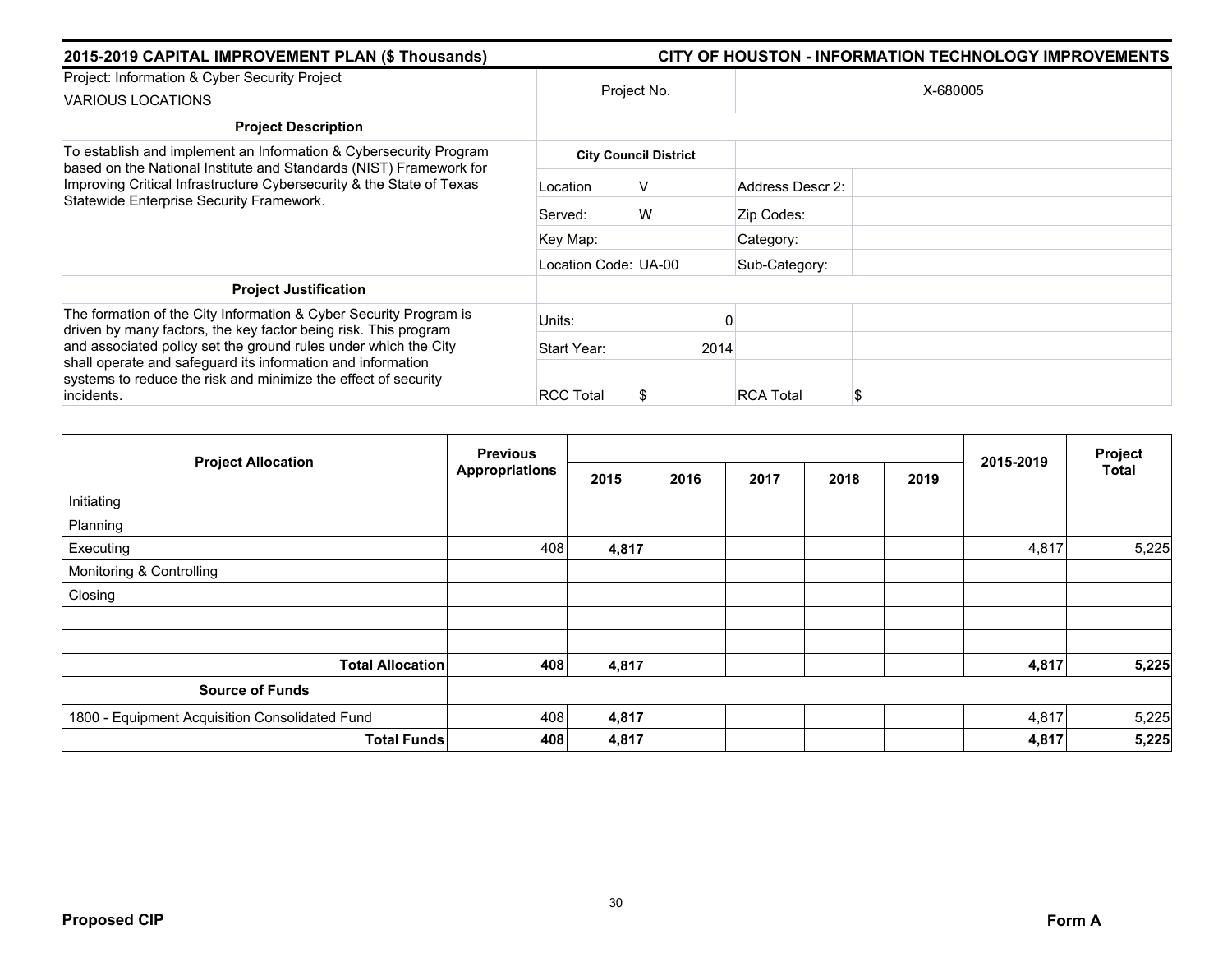## 2015-2019 CAPITAL IMPROVEMENT PLAN ($ Thousands) — CITY OF HOUSTON - INFORMATION TECHNOLOGY IMPROVEMENTS

| Project: Information & Cyber Security Project<br>VARIOUS LOCATIONS | Project No. | | X-680005 | |
|---|---|---|---|---|
| **Project Description** | | | | |
| To establish and implement an Information & Cybersecurity Program based on the National Institute and Standards (NIST) Framework for Improving Critical Infrastructure Cybersecurity & the State of Texas Statewide Enterprise Security Framework. | **City Council District** | | | |
| | Location | V | Address Descr 2: | |
| | Served: | W | Zip Codes: | |
| | Key Map: | | Category: | |
| | Location Code: | UA-00 | Sub-Category: | |
| **Project Justification** | | | | |
| The formation of the City Information & Cyber Security Program is driven by many factors, the key factor being risk. This program and associated policy set the ground rules under which the City shall operate and safeguard its information and information systems to reduce the risk and minimize the effect of security incidents. | Units: | 0 | | |
| | Start Year: | 2014 | | |
| | RCC Total | $ | RCA Total | $ |

| Project Allocation | Previous Appropriations | 2015 | 2016 | 2017 | 2018 | 2019 | 2015-2019 | Project Total |
|---|---|---|---|---|---|---|---|---|
| Initiating | | | | | | | | |
| Planning | | | | | | | | |
| Executing | 408 | **4,817** | | | | | 4,817 | 5,225 |
| Monitoring & Controlling | | | | | | | | |
| Closing | | | | | | | | |
| | | | | | | | | |
| | | | | | | | | |
| **Total Allocation** | **408** | **4,817** | | | | | **4,817** | **5,225** |
| **Source of Funds** | | | | | | | | |
| 1800 - Equipment Acquisition Consolidated Fund | 408 | **4,817** | | | | | 4,817 | 5,225 |
| **Total Funds** | **408** | **4,817** | | | | | **4,817** | **5,225** |

**Proposed CIP** — **Form A**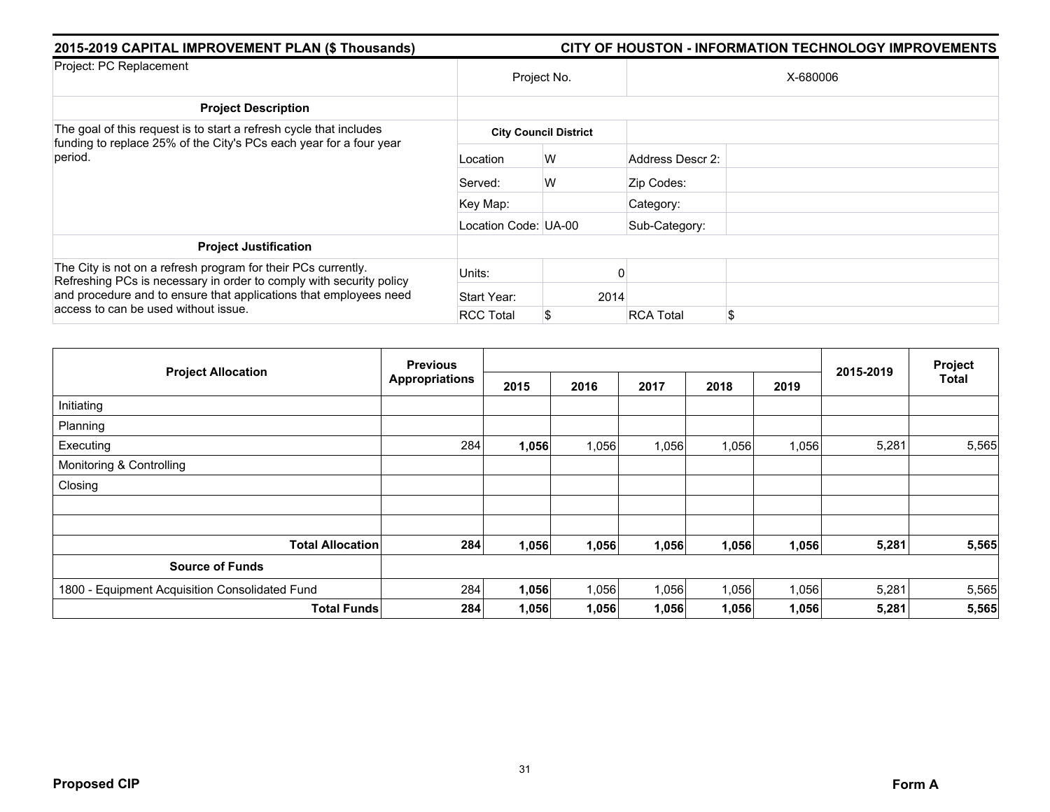## 2015-2019 CAPITAL IMPROVEMENT PLAN ($ Thousands)

## CITY OF HOUSTON - INFORMATION TECHNOLOGY IMPROVEMENTS

| Project: PC Replacement | Project No. | | X-680006 | |
|---|---|---|---|---|
| **Project Description** | | | | |
| The goal of this request is to start a refresh cycle that includes funding to replace 25% of the City's PCs each year for a four year period. | **City Council District** | | | |
| | Location | W | Address Descr 2: | |
| | Served: | W | Zip Codes: | |
| | Key Map: | | Category: | |
| | Location Code: | UA-00 | Sub-Category: | |
| **Project Justification** | | | | |
| The City is not on a refresh program for their PCs currently. Refreshing PCs is necessary in order to comply with security policy and procedure and to ensure that applications that employees need access to can be used without issue. | Units: | 0 | | |
| | Start Year: | 2014 | | |
| | RCC Total | $ | RCA Total | $ |

| Project Allocation | Previous Appropriations | 2015 | 2016 | 2017 | 2018 | 2019 | 2015-2019 | Project Total |
|---|---|---|---|---|---|---|---|---|
| Initiating | | | | | | | | |
| Planning | | | | | | | | |
| Executing | 284 | **1,056** | 1,056 | 1,056 | 1,056 | 1,056 | 5,281 | 5,565 |
| Monitoring & Controlling | | | | | | | | |
| Closing | | | | | | | | |
| | | | | | | | | |
| | | | | | | | | |
| **Total Allocation** | **284** | **1,056** | **1,056** | **1,056** | **1,056** | **1,056** | **5,281** | **5,565** |
| **Source of Funds** | | | | | | | | |
| 1800 - Equipment Acquisition Consolidated Fund | 284 | **1,056** | 1,056 | 1,056 | 1,056 | 1,056 | 5,281 | 5,565 |
| **Total Funds** | **284** | **1,056** | **1,056** | **1,056** | **1,056** | **1,056** | **5,281** | **5,565** |

**Proposed CIP**

**Form A**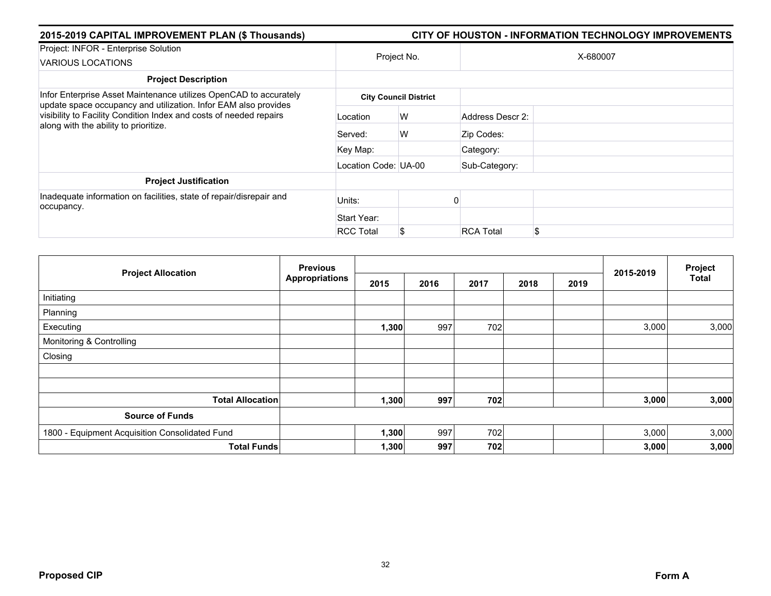## 2015-2019 CAPITAL IMPROVEMENT PLAN ($ Thousands)

## CITY OF HOUSTON - INFORMATION TECHNOLOGY IMPROVEMENTS

| Project: INFOR - Enterprise Solution<br>VARIOUS LOCATIONS | Project No. | | X-680007 | |
|---|---|---|---|---|
| **Project Description** | | | | |
| Infor Enterprise Asset Maintenance utilizes OpenCAD to accurately update space occupancy and utilization. Infor EAM also provides visibility to Facility Condition Index and costs of needed repairs along with the ability to prioritize. | **City Council District** | | | |
| | Location | W | Address Descr 2: | |
| | Served: | W | Zip Codes: | |
| | Key Map: | | Category: | |
| | Location Code: UA-00 | | Sub-Category: | |
| **Project Justification** | | | | |
| Inadequate information on facilities, state of repair/disrepair and occupancy. | Units: | 0 | | |
| | Start Year: | | | |
| | RCC Total | $ | RCA Total | $ |

| Project Allocation | Previous Appropriations | 2015 | 2016 | 2017 | 2018 | 2019 | 2015-2019 | Project Total |
|---|---|---|---|---|---|---|---|---|
| Initiating | | | | | | | | |
| Planning | | | | | | | | |
| Executing | | **1,300** | 997 | 702 | | | 3,000 | 3,000 |
| Monitoring & Controlling | | | | | | | | |
| Closing | | | | | | | | |
| | | | | | | | | |
| | | | | | | | | |
| **Total Allocation** | | **1,300** | **997** | **702** | | | **3,000** | **3,000** |
| **Source of Funds** | | | | | | | | |
| 1800 - Equipment Acquisition Consolidated Fund | | **1,300** | 997 | 702 | | | 3,000 | 3,000 |
| **Total Funds** | | **1,300** | **997** | **702** | | | **3,000** | **3,000** |

**Proposed CIP** | **Form A**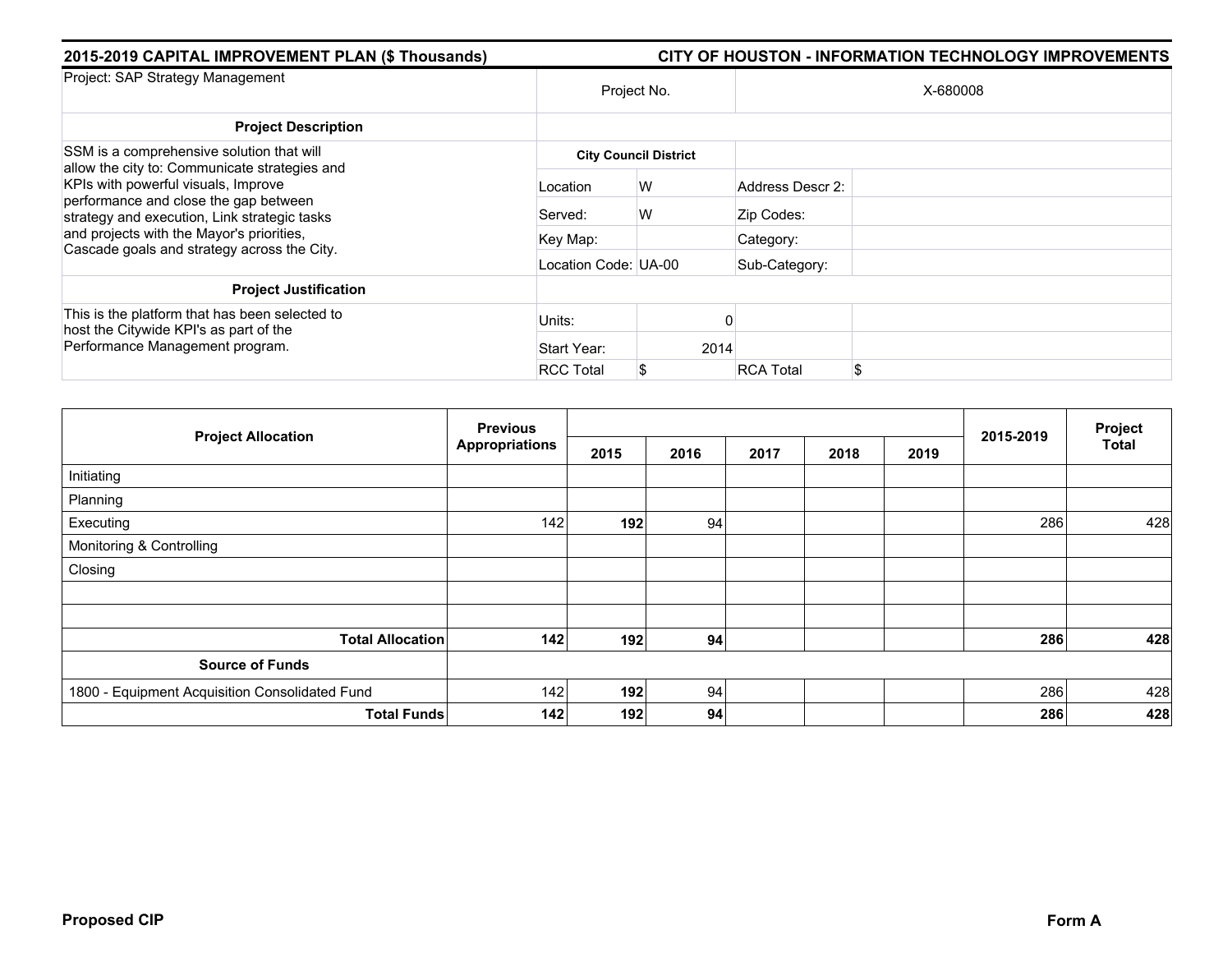**2015-2019 CAPITAL IMPROVEMENT PLAN ($ Thousands)** | **CITY OF HOUSTON - INFORMATION TECHNOLOGY IMPROVEMENTS**

| Project: SAP Strategy Management | Project No. | | X-680008 | |
|---|---|---|---|---|
| **Project Description** | | | | |
| SSM is a comprehensive solution that will allow the city to: Communicate strategies and KPIs with powerful visuals, Improve performance and close the gap between strategy and execution, Link strategic tasks and projects with the Mayor's priorities, Cascade goals and strategy across the City. | **City Council District** | | | |
| | Location | W | Address Descr 2: | |
| | Served: | W | Zip Codes: | |
| | Key Map: | | Category: | |
| | Location Code: | UA-00 | Sub-Category: | |
| **Project Justification** | | | | |
| This is the platform that has been selected to host the Citywide KPI's as part of the Performance Management program. | Units: | 0 | | |
| | Start Year: | 2014 | | |
| | RCC Total | $ | RCA Total | $ |

| Project Allocation | Previous Appropriations | 2015 | 2016 | 2017 | 2018 | 2019 | 2015-2019 | Project Total |
|---|---|---|---|---|---|---|---|---|
| Initiating | | | | | | | | |
| Planning | | | | | | | | |
| Executing | 142 | **192** | 94 | | | | 286 | 428 |
| Monitoring & Controlling | | | | | | | | |
| Closing | | | | | | | | |
| | | | | | | | | |
| | | | | | | | | |
| **Total Allocation** | **142** | **192** | **94** | | | | **286** | **428** |
| **Source of Funds** | | | | | | | | |
| 1800 - Equipment Acquisition Consolidated Fund | 142 | **192** | 94 | | | | 286 | 428 |
| **Total Funds** | **142** | **192** | **94** | | | | **286** | **428** |

**Proposed CIP** | **Form A**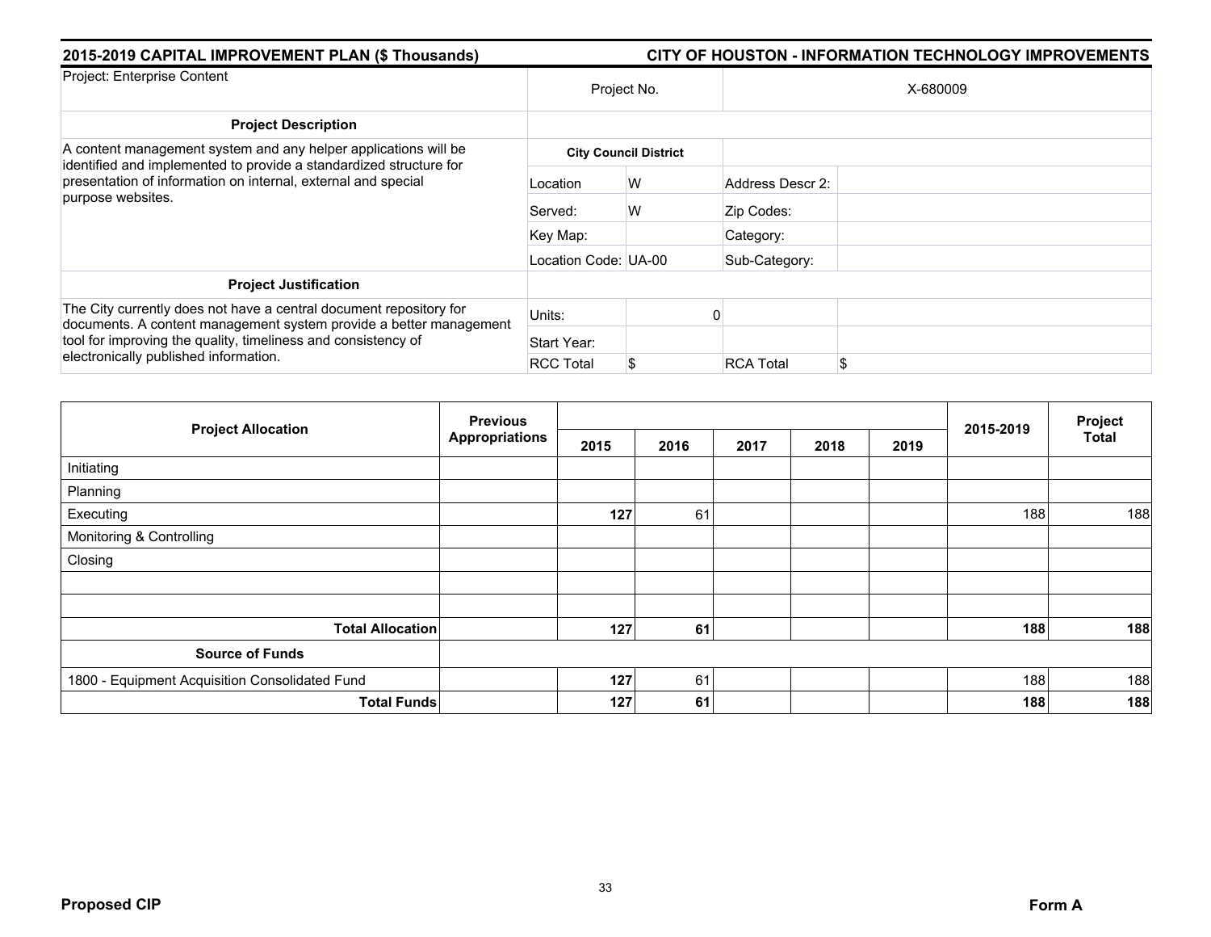## 2015-2019 CAPITAL IMPROVEMENT PLAN ($ Thousands) — CITY OF HOUSTON - INFORMATION TECHNOLOGY IMPROVEMENTS

| Project: Enterprise Content | Project No. | | X-680009 | |
|---|---|---|---|---|
| **Project Description** | | | | |
| A content management system and any helper applications will be identified and implemented to provide a standardized structure for presentation of information on internal, external and special purpose websites. | **City Council District** | | | |
| | Location | W | Address Descr 2: | |
| | Served: | W | Zip Codes: | |
| | Key Map: | | Category: | |
| | Location Code: | UA-00 | Sub-Category: | |
| **Project Justification** | | | | |
| The City currently does not have a central document repository for documents. A content management system provide a better management tool for improving the quality, timeliness and consistency of electronically published information. | Units: | 0 | | |
| | Start Year: | | | |
| | RCC Total | $ | RCA Total | $ |

| Project Allocation | Previous Appropriations | 2015 | 2016 | 2017 | 2018 | 2019 | 2015-2019 | Project Total |
|---|---|---|---|---|---|---|---|---|
| Initiating | | | | | | | | |
| Planning | | | | | | | | |
| Executing | | **127** | 61 | | | | 188 | 188 |
| Monitoring & Controlling | | | | | | | | |
| Closing | | | | | | | | |
| | | | | | | | | |
| | | | | | | | | |
| **Total Allocation** | | **127** | **61** | | | | **188** | **188** |
| **Source of Funds** | | | | | | | | |
| 1800 - Equipment Acquisition Consolidated Fund | | **127** | 61 | | | | 188 | 188 |
| **Total Funds** | | **127** | **61** | | | | **188** | **188** |

**Proposed CIP** — **Form A**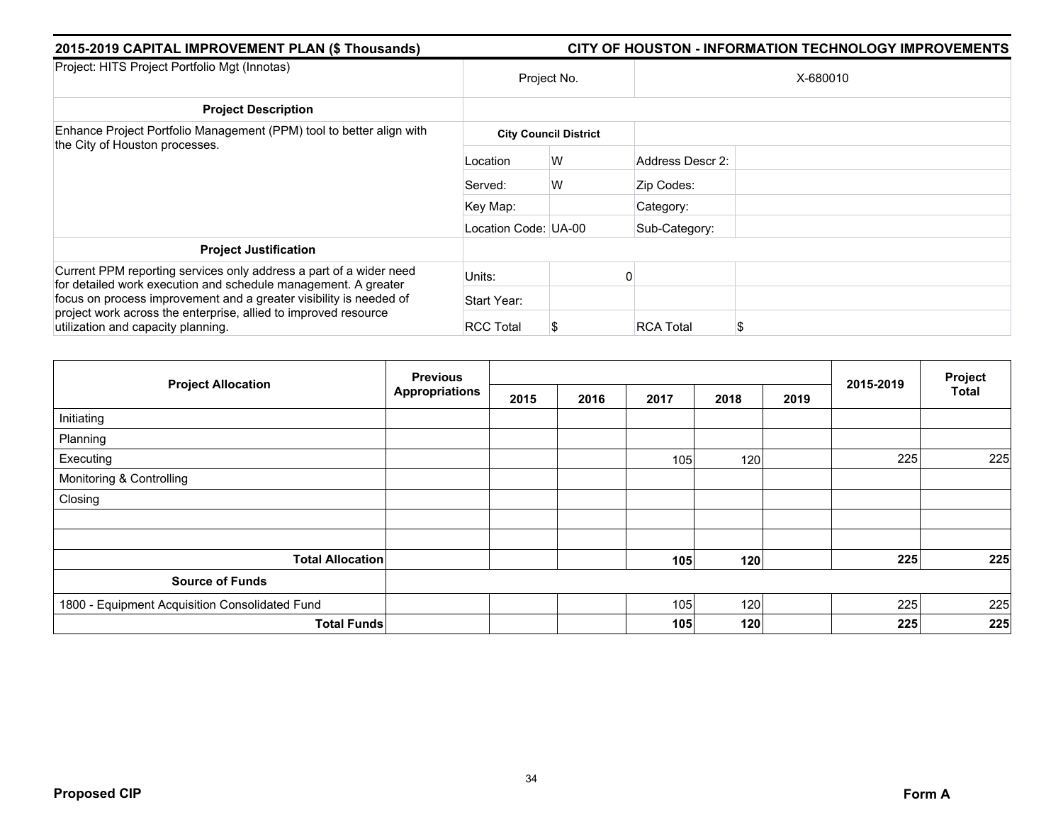## 2015-2019 CAPITAL IMPROVEMENT PLAN ($ Thousands)

## CITY OF HOUSTON - INFORMATION TECHNOLOGY IMPROVEMENTS

| Project: HITS Project Portfolio Mgt (Innotas) | Project No. | | X-680010 | |
|---|---|---|---|---|
| **Project Description** | | | | |
| Enhance Project Portfolio Management (PPM) tool to better align with the City of Houston processes. | **City Council District** | | | |
| | Location | W | Address Descr 2: | |
| | Served: | W | Zip Codes: | |
| | Key Map: | | Category: | |
| | Location Code: | UA-00 | Sub-Category: | |
| **Project Justification** | | | | |
| Current PPM reporting services only address a part of a wider need for detailed work execution and schedule management. A greater focus on process improvement and a greater visibility is needed of project work across the enterprise, allied to improved resource utilization and capacity planning. | Units: | 0 | | |
| | Start Year: | | | |
| | RCC Total | $ | RCA Total | $ |

| Project Allocation | Previous Appropriations | 2015 | 2016 | 2017 | 2018 | 2019 | 2015-2019 | Project Total |
|---|---|---|---|---|---|---|---|---|
| Initiating | | | | | | | | |
| Planning | | | | | | | | |
| Executing | | | | 105 | 120 | | 225 | 225 |
| Monitoring & Controlling | | | | | | | | |
| Closing | | | | | | | | |
| | | | | | | | | |
| | | | | | | | | |
| **Total Allocation** | | | | **105** | **120** | | **225** | **225** |
| **Source of Funds** | | | | | | | | |
| 1800 - Equipment Acquisition Consolidated Fund | | | | 105 | 120 | | 225 | 225 |
| **Total Funds** | | | | **105** | **120** | | **225** | **225** |

**Proposed CIP** **Form A**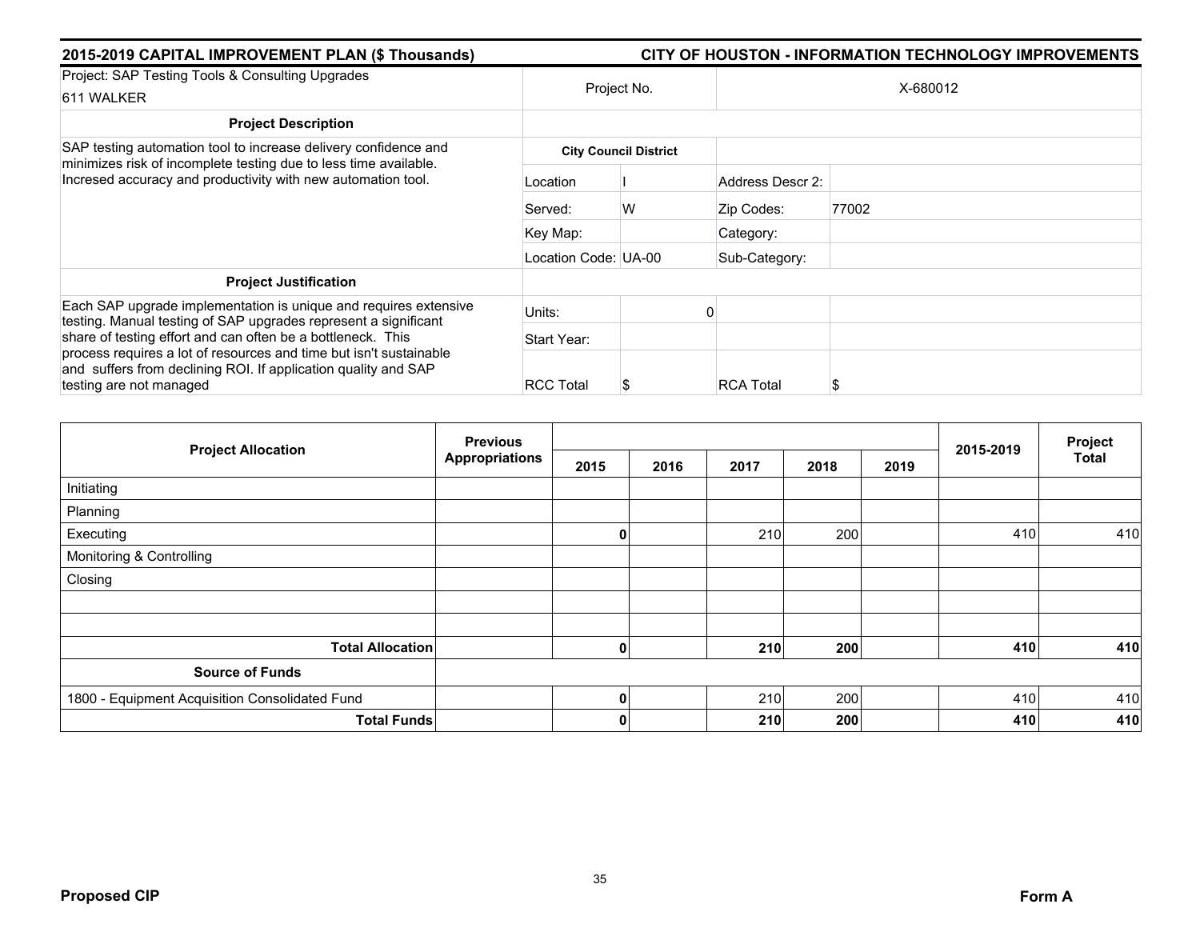## 2015-2019 CAPITAL IMPROVEMENT PLAN ($ Thousands)

## CITY OF HOUSTON - INFORMATION TECHNOLOGY IMPROVEMENTS

| Project: SAP Testing Tools & Consulting Upgrades<br>611 WALKER | Project No. | | X-680012 | |
|---|---|---|---|---|
| **Project Description** | | | | |
| SAP testing automation tool to increase delivery confidence and minimizes risk of incomplete testing due to less time available. Incresed accuracy and productivity with new automation tool. | **City Council District** | | | |
| | Location | I | Address Descr 2: | |
| | Served: | W | Zip Codes: | 77002 |
| | Key Map: | | Category: | |
| | Location Code: | UA-00 | Sub-Category: | |
| **Project Justification** | | | | |
| Each SAP upgrade implementation is unique and requires extensive testing. Manual testing of SAP upgrades represent a significant share of testing effort and can often be a bottleneck. This process requires a lot of resources and time but isn't sustainable and suffers from declining ROI. If application quality and SAP testing are not managed | Units: | 0 | | |
| | Start Year: | | | |
| | RCC Total | $ | RCA Total | $ |

| Project Allocation | Previous Appropriations | 2015 | 2016 | 2017 | 2018 | 2019 | 2015-2019 | Project Total |
|---|---|---|---|---|---|---|---|---|
| Initiating | | | | | | | | |
| Planning | | | | | | | | |
| Executing | | 0 | | 210 | 200 | | 410 | 410 |
| Monitoring & Controlling | | | | | | | | |
| Closing | | | | | | | | |
| | | | | | | | | |
| | | | | | | | | |
| **Total Allocation** | | **0** | | **210** | **200** | | **410** | **410** |
| **Source of Funds** | | | | | | | | |
| 1800 - Equipment Acquisition Consolidated Fund | | 0 | | 210 | 200 | | 410 | 410 |
| **Total Funds** | | **0** | | **210** | **200** | | **410** | **410** |

**Proposed CIP** **Form A**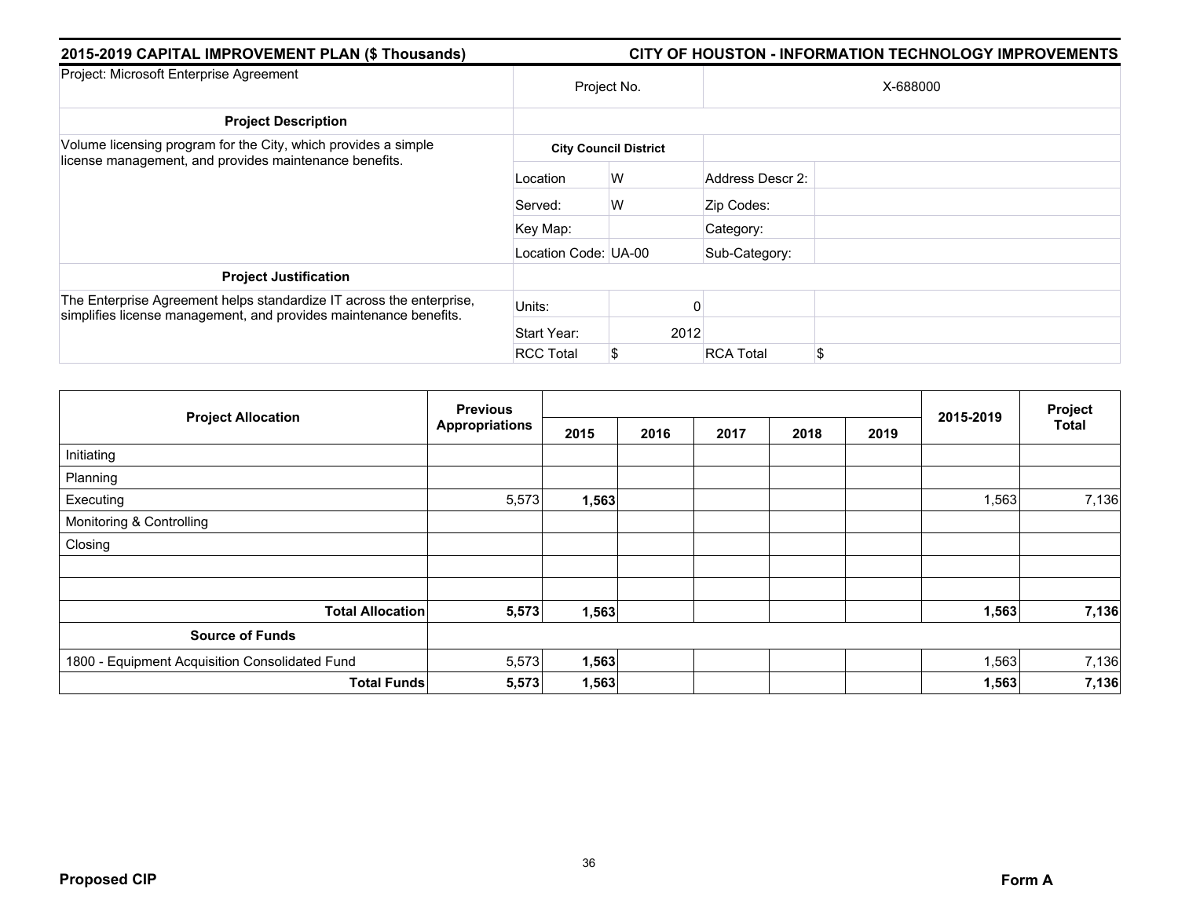## 2015-2019 CAPITAL IMPROVEMENT PLAN ($ Thousands)

## CITY OF HOUSTON - INFORMATION TECHNOLOGY IMPROVEMENTS

| Project: Microsoft Enterprise Agreement | Project No. | | X-688000 | |
|---|---|---|---|---|
| **Project Description** | | | | |
| Volume licensing program for the City, which provides a simple license management, and provides maintenance benefits. | **City Council District** | | | |
| | Location | W | Address Descr 2: | |
| | Served: | W | Zip Codes: | |
| | Key Map: | | Category: | |
| | Location Code: UA-00 | | Sub-Category: | |
| **Project Justification** | | | | |
| The Enterprise Agreement helps standardize IT across the enterprise, simplifies license management, and provides maintenance benefits. | Units: | 0 | | |
| | Start Year: | 2012 | | |
| | RCC Total | $ | RCA Total | $ |

| Project Allocation | Previous Appropriations | 2015 | 2016 | 2017 | 2018 | 2019 | 2015-2019 | Project Total |
|---|---|---|---|---|---|---|---|---|
| Initiating | | | | | | | | |
| Planning | | | | | | | | |
| Executing | 5,573 | **1,563** | | | | | 1,563 | 7,136 |
| Monitoring & Controlling | | | | | | | | |
| Closing | | | | | | | | |
| | | | | | | | | |
| | | | | | | | | |
| **Total Allocation** | **5,573** | **1,563** | | | | | **1,563** | **7,136** |
| **Source of Funds** | | | | | | | | |
| 1800 - Equipment Acquisition Consolidated Fund | 5,573 | **1,563** | | | | | 1,563 | 7,136 |
| **Total Funds** | **5,573** | **1,563** | | | | | **1,563** | **7,136** |

**Proposed CIP**

**Form A**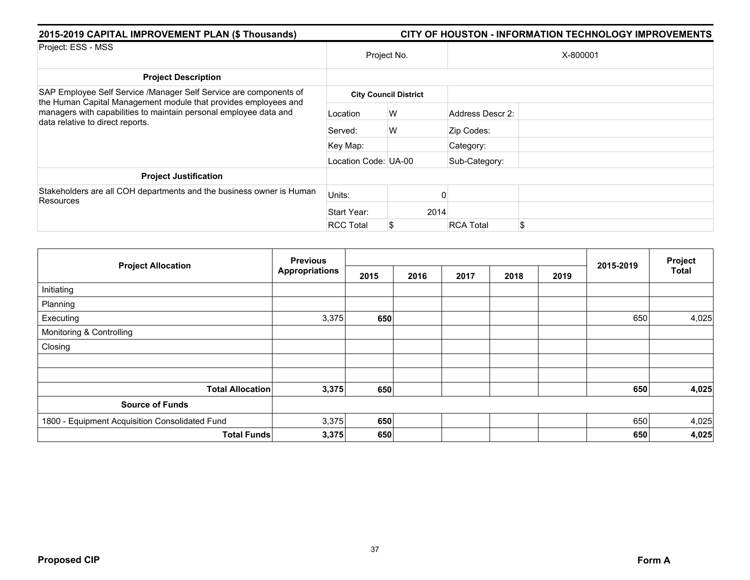## 2015-2019 CAPITAL IMPROVEMENT PLAN ($ Thousands) — CITY OF HOUSTON - INFORMATION TECHNOLOGY IMPROVEMENTS

| Project: ESS - MSS | Project No. | | X-800001 | |
|---|---|---|---|---|
| **Project Description** | | | | |
| SAP Employee Self Service /Manager Self Service are components of the Human Capital Management module that provides employees and managers with capabilities to maintain personal employee data and data relative to direct reports. | **City Council District** | | | |
| | Location | W | Address Descr 2: | |
| | Served: | W | Zip Codes: | |
| | Key Map: | | Category: | |
| | Location Code: | UA-00 | Sub-Category: | |
| **Project Justification** | | | | |
| Stakeholders are all COH departments and the business owner is Human Resources | Units: | 0 | | |
| | Start Year: | 2014 | | |
| | RCC Total | $ | RCA Total | $ |

| Project Allocation | Previous Appropriations | 2015 | 2016 | 2017 | 2018 | 2019 | 2015-2019 | Project Total |
|---|---|---|---|---|---|---|---|---|
| Initiating | | | | | | | | |
| Planning | | | | | | | | |
| Executing | 3,375 | **650** | | | | | 650 | 4,025 |
| Monitoring & Controlling | | | | | | | | |
| Closing | | | | | | | | |
| | | | | | | | | |
| | | | | | | | | |
| **Total Allocation** | **3,375** | **650** | | | | | **650** | **4,025** |
| **Source of Funds** | | | | | | | | |
| 1800 - Equipment Acquisition Consolidated Fund | 3,375 | **650** | | | | | 650 | 4,025 |
| **Total Funds** | **3,375** | **650** | | | | | **650** | **4,025** |

**Proposed CIP** — **Form A**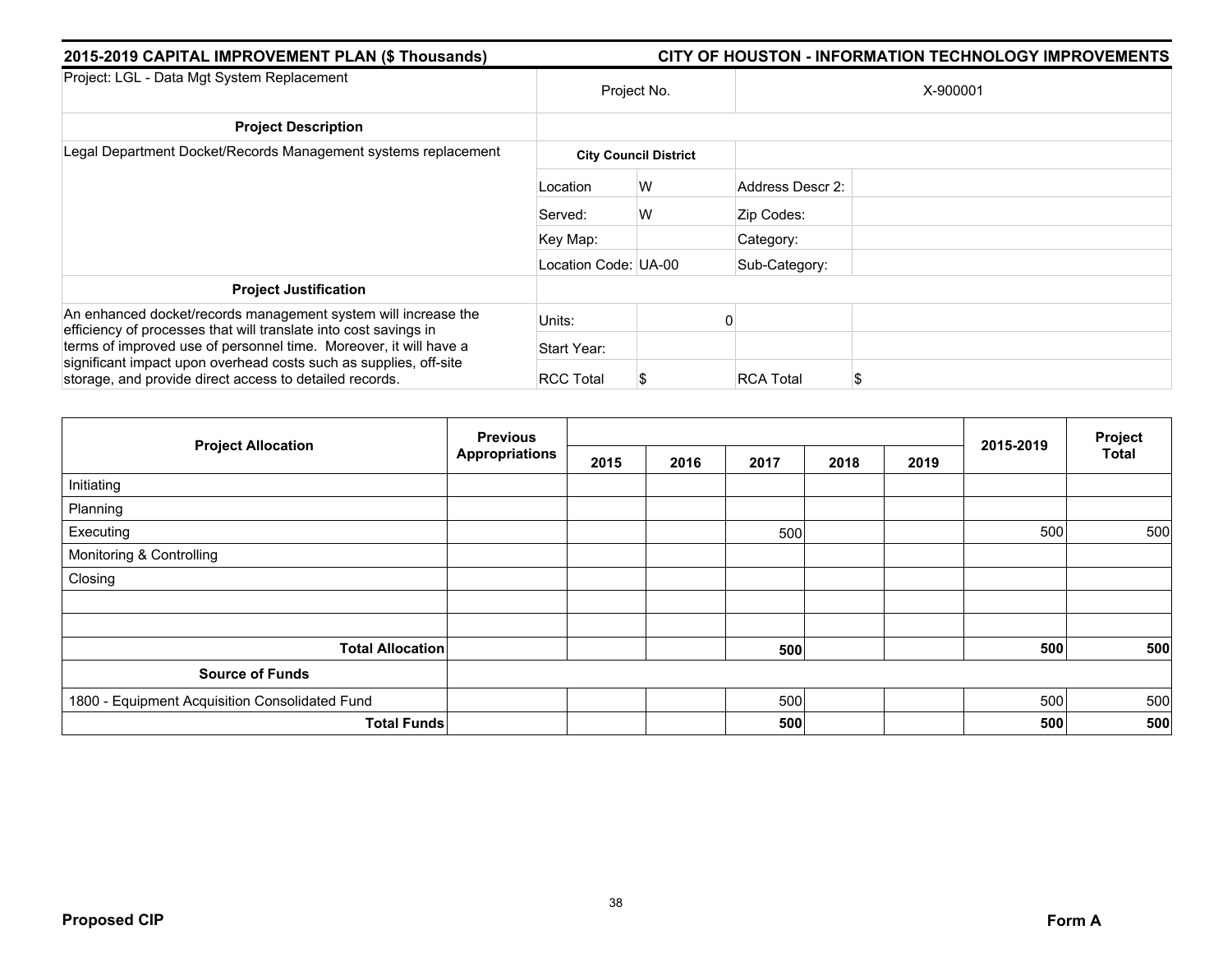## 2015-2019 CAPITAL IMPROVEMENT PLAN ($ Thousands)

## CITY OF HOUSTON - INFORMATION TECHNOLOGY IMPROVEMENTS

| Project: LGL - Data Mgt System Replacement | Project No. | | X-900001 | |
|---|---|---|---|---|
| **Project Description** | | | | |
| Legal Department Docket/Records Management systems replacement | **City Council District** | | | |
| | Location | W | Address Descr 2: | |
| | Served: | W | Zip Codes: | |
| | Key Map: | | Category: | |
| | Location Code: | UA-00 | Sub-Category: | |
| **Project Justification** | | | | |
| An enhanced docket/records management system will increase the efficiency of processes that will translate into cost savings in terms of improved use of personnel time. Moreover, it will have a significant impact upon overhead costs such as supplies, off-site storage, and provide direct access to detailed records. | Units: | 0 | | |
| | Start Year: | | | |
| | RCC Total | $ | RCA Total | $ |

| Project Allocation | Previous Appropriations | 2015 | 2016 | 2017 | 2018 | 2019 | 2015-2019 | Project Total |
|---|---|---|---|---|---|---|---|---|
| Initiating | | | | | | | | |
| Planning | | | | | | | | |
| Executing | | | | 500 | | | 500 | 500 |
| Monitoring & Controlling | | | | | | | | |
| Closing | | | | | | | | |
| | | | | | | | | |
| | | | | | | | | |
| **Total Allocation** | | | | **500** | | | **500** | **500** |
| **Source of Funds** | | | | | | | | |
| 1800 - Equipment Acquisition Consolidated Fund | | | | 500 | | | 500 | 500 |
| **Total Funds** | | | | **500** | | | **500** | **500** |

**Proposed CIP**

**Form A**